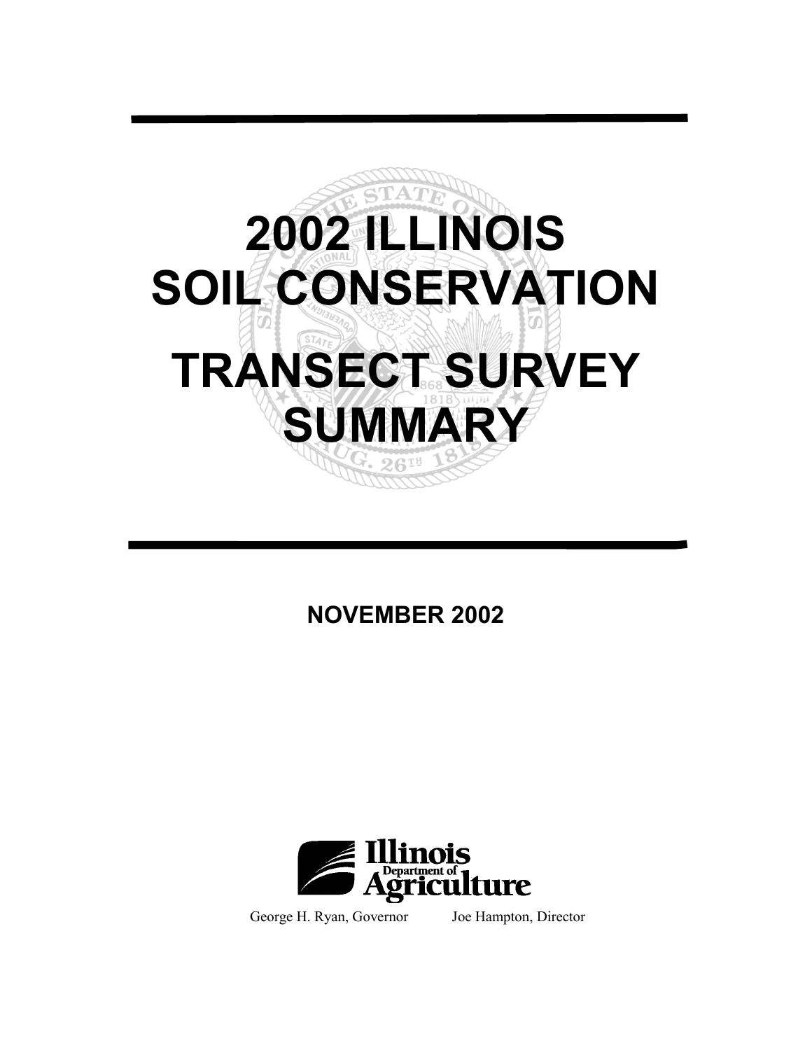# 2002 ILLINOIS SOIL CONSERVATION TRANSECT SURVEY SUMMARY

**NOVEMBER 2002**

Illinois Department of Agriculture

George H. Ryan, Governor     Joe Hampton, Director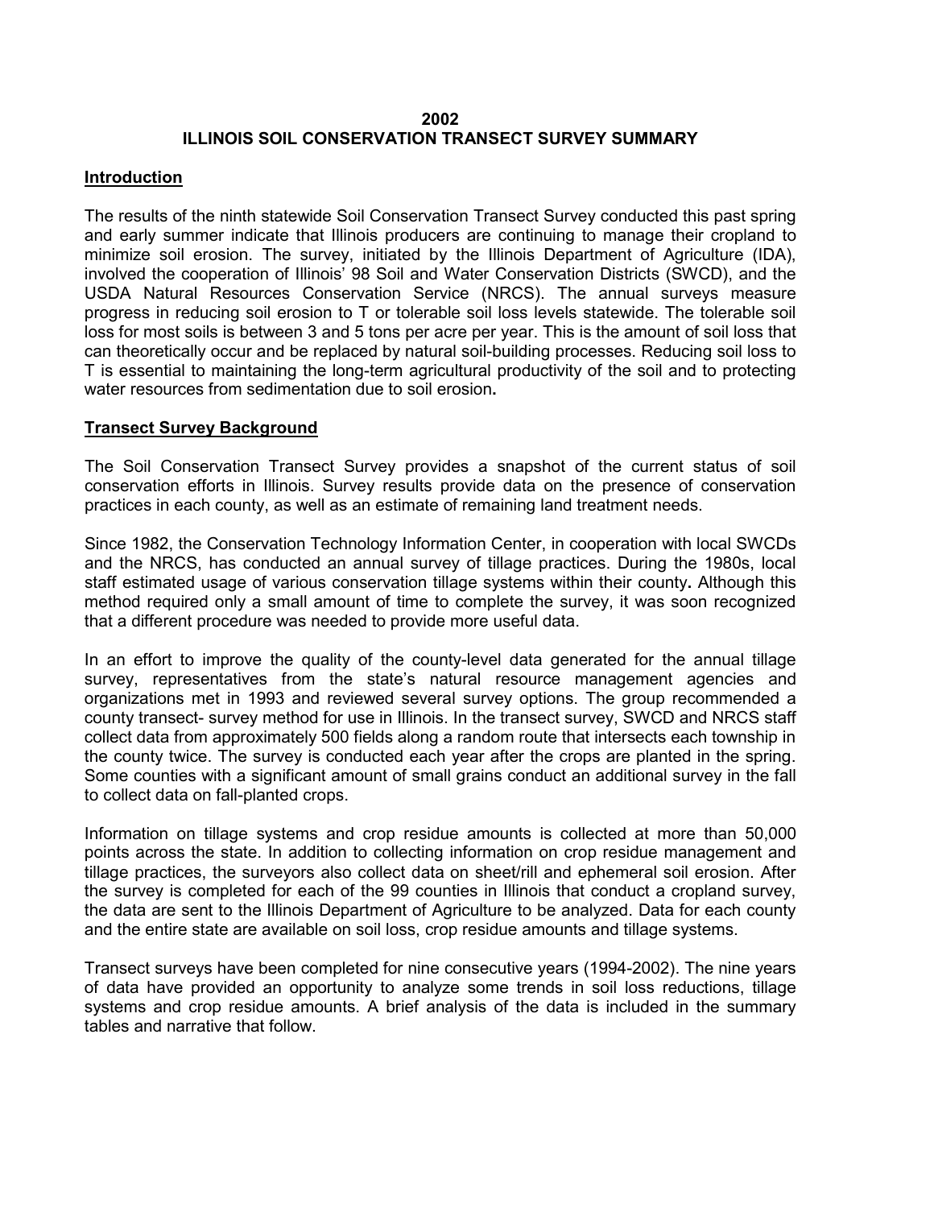# 2002
# ILLINOIS SOIL CONSERVATION TRANSECT SURVEY SUMMARY

## Introduction

The results of the ninth statewide Soil Conservation Transect Survey conducted this past spring and early summer indicate that Illinois producers are continuing to manage their cropland to minimize soil erosion. The survey, initiated by the Illinois Department of Agriculture (IDA), involved the cooperation of Illinois' 98 Soil and Water Conservation Districts (SWCD), and the USDA Natural Resources Conservation Service (NRCS). The annual surveys measure progress in reducing soil erosion to T or tolerable soil loss levels statewide. The tolerable soil loss for most soils is between 3 and 5 tons per acre per year. This is the amount of soil loss that can theoretically occur and be replaced by natural soil-building processes. Reducing soil loss to T is essential to maintaining the long-term agricultural productivity of the soil and to protecting water resources from sedimentation due to soil erosion.

## Transect Survey Background

The Soil Conservation Transect Survey provides a snapshot of the current status of soil conservation efforts in Illinois. Survey results provide data on the presence of conservation practices in each county, as well as an estimate of remaining land treatment needs.

Since 1982, the Conservation Technology Information Center, in cooperation with local SWCDs and the NRCS, has conducted an annual survey of tillage practices. During the 1980s, local staff estimated usage of various conservation tillage systems within their county. Although this method required only a small amount of time to complete the survey, it was soon recognized that a different procedure was needed to provide more useful data.

In an effort to improve the quality of the county-level data generated for the annual tillage survey, representatives from the state's natural resource management agencies and organizations met in 1993 and reviewed several survey options. The group recommended a county transect- survey method for use in Illinois. In the transect survey, SWCD and NRCS staff collect data from approximately 500 fields along a random route that intersects each township in the county twice. The survey is conducted each year after the crops are planted in the spring. Some counties with a significant amount of small grains conduct an additional survey in the fall to collect data on fall-planted crops.

Information on tillage systems and crop residue amounts is collected at more than 50,000 points across the state. In addition to collecting information on crop residue management and tillage practices, the surveyors also collect data on sheet/rill and ephemeral soil erosion. After the survey is completed for each of the 99 counties in Illinois that conduct a cropland survey, the data are sent to the Illinois Department of Agriculture to be analyzed. Data for each county and the entire state are available on soil loss, crop residue amounts and tillage systems.

Transect surveys have been completed for nine consecutive years (1994-2002). The nine years of data have provided an opportunity to analyze some trends in soil loss reductions, tillage systems and crop residue amounts. A brief analysis of the data is included in the summary tables and narrative that follow.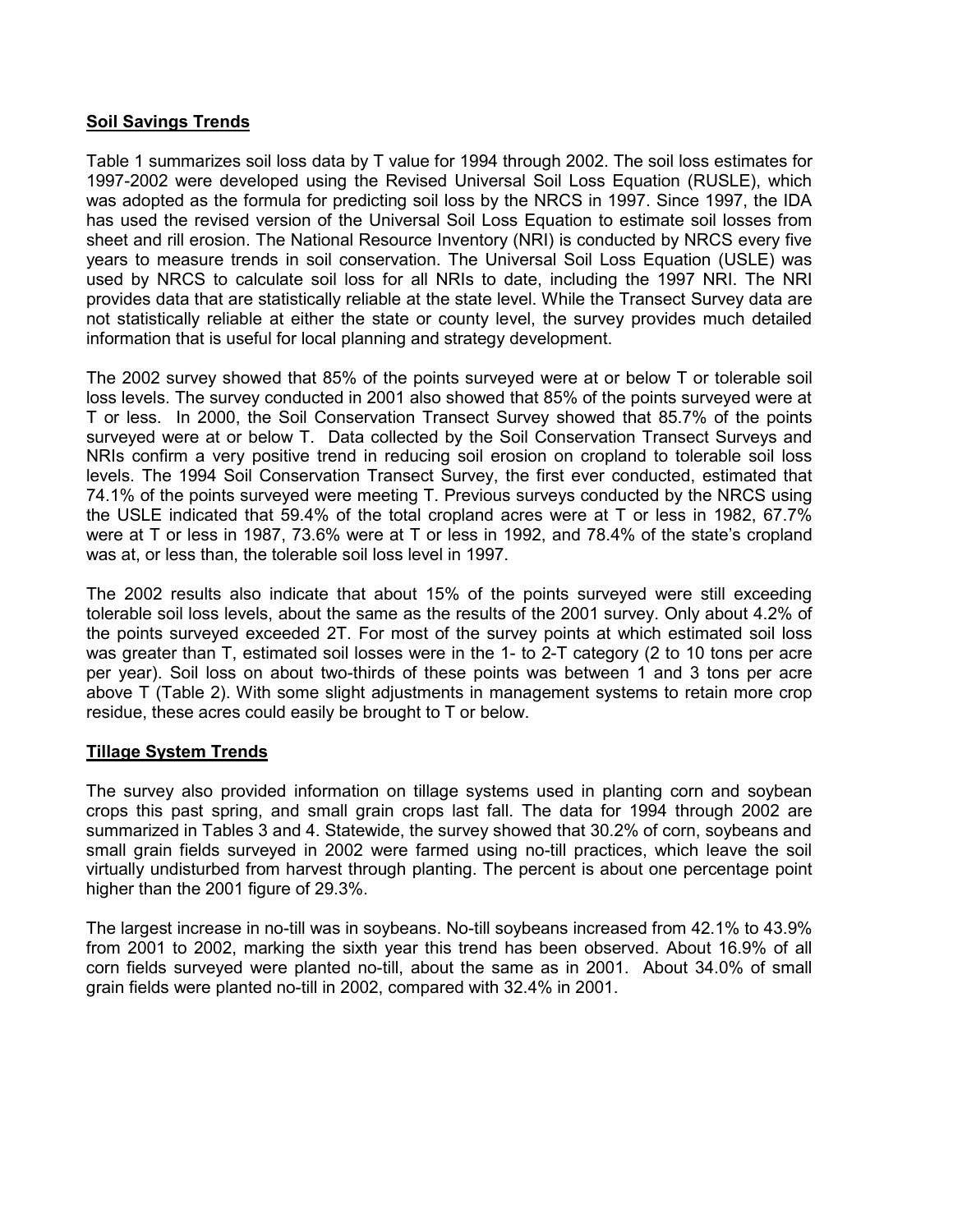## Soil Savings Trends

Table 1 summarizes soil loss data by T value for 1994 through 2002. The soil loss estimates for 1997-2002 were developed using the Revised Universal Soil Loss Equation (RUSLE), which was adopted as the formula for predicting soil loss by the NRCS in 1997. Since 1997, the IDA has used the revised version of the Universal Soil Loss Equation to estimate soil losses from sheet and rill erosion. The National Resource Inventory (NRI) is conducted by NRCS every five years to measure trends in soil conservation. The Universal Soil Loss Equation (USLE) was used by NRCS to calculate soil loss for all NRIs to date, including the 1997 NRI. The NRI provides data that are statistically reliable at the state level. While the Transect Survey data are not statistically reliable at either the state or county level, the survey provides much detailed information that is useful for local planning and strategy development.

The 2002 survey showed that 85% of the points surveyed were at or below T or tolerable soil loss levels. The survey conducted in 2001 also showed that 85% of the points surveyed were at T or less. In 2000, the Soil Conservation Transect Survey showed that 85.7% of the points surveyed were at or below T. Data collected by the Soil Conservation Transect Surveys and NRIs confirm a very positive trend in reducing soil erosion on cropland to tolerable soil loss levels. The 1994 Soil Conservation Transect Survey, the first ever conducted, estimated that 74.1% of the points surveyed were meeting T. Previous surveys conducted by the NRCS using the USLE indicated that 59.4% of the total cropland acres were at T or less in 1982, 67.7% were at T or less in 1987, 73.6% were at T or less in 1992, and 78.4% of the state's cropland was at, or less than, the tolerable soil loss level in 1997.

The 2002 results also indicate that about 15% of the points surveyed were still exceeding tolerable soil loss levels, about the same as the results of the 2001 survey. Only about 4.2% of the points surveyed exceeded 2T. For most of the survey points at which estimated soil loss was greater than T, estimated soil losses were in the 1- to 2-T category (2 to 10 tons per acre per year). Soil loss on about two-thirds of these points was between 1 and 3 tons per acre above T (Table 2). With some slight adjustments in management systems to retain more crop residue, these acres could easily be brought to T or below.

## Tillage System Trends

The survey also provided information on tillage systems used in planting corn and soybean crops this past spring, and small grain crops last fall. The data for 1994 through 2002 are summarized in Tables 3 and 4. Statewide, the survey showed that 30.2% of corn, soybeans and small grain fields surveyed in 2002 were farmed using no-till practices, which leave the soil virtually undisturbed from harvest through planting. The percent is about one percentage point higher than the 2001 figure of 29.3%.

The largest increase in no-till was in soybeans. No-till soybeans increased from 42.1% to 43.9% from 2001 to 2002, marking the sixth year this trend has been observed. About 16.9% of all corn fields surveyed were planted no-till, about the same as in 2001. About 34.0% of small grain fields were planted no-till in 2002, compared with 32.4% in 2001.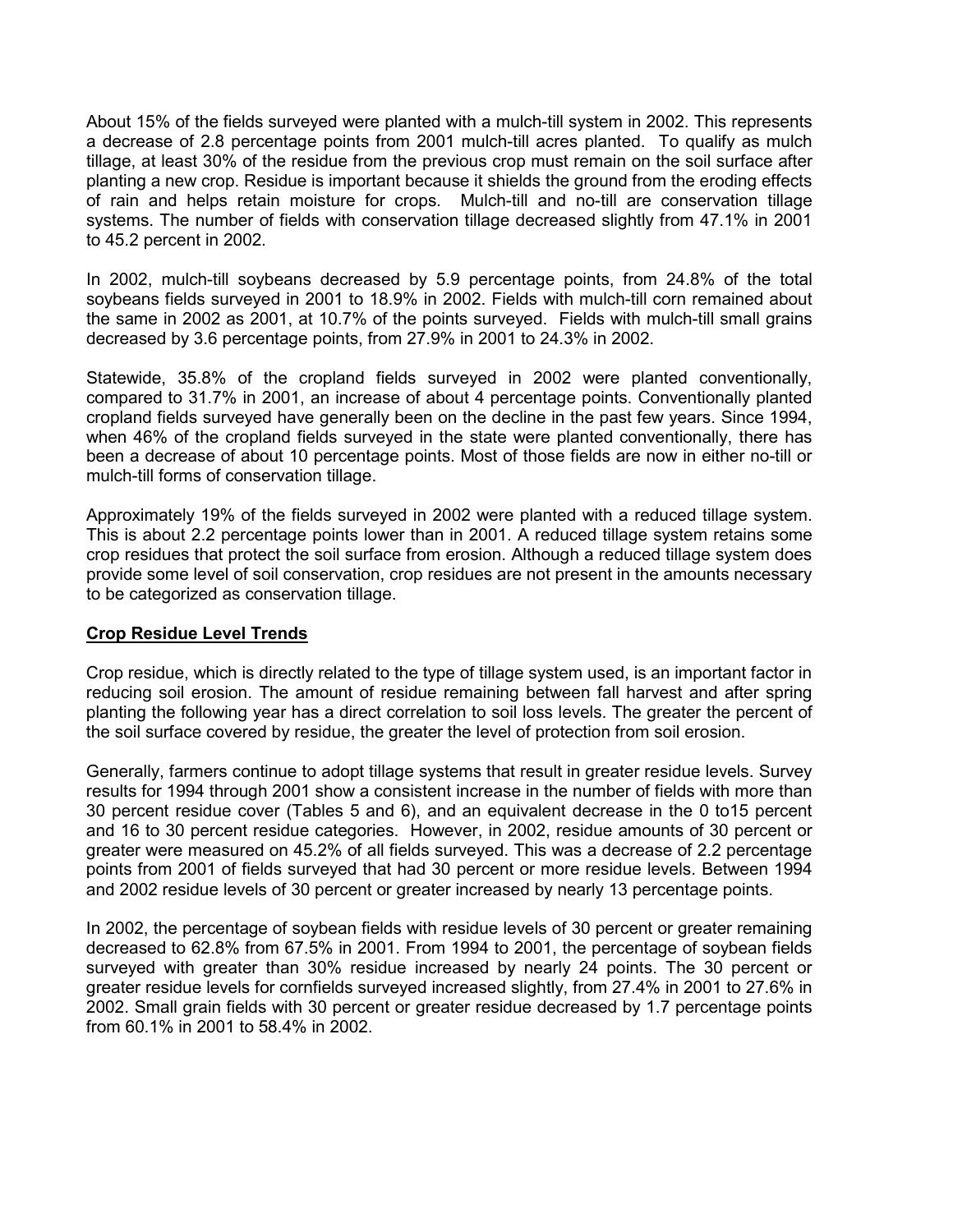About 15% of the fields surveyed were planted with a mulch-till system in 2002. This represents a decrease of 2.8 percentage points from 2001 mulch-till acres planted. To qualify as mulch tillage, at least 30% of the residue from the previous crop must remain on the soil surface after planting a new crop. Residue is important because it shields the ground from the eroding effects of rain and helps retain moisture for crops. Mulch-till and no-till are conservation tillage systems. The number of fields with conservation tillage decreased slightly from 47.1% in 2001 to 45.2 percent in 2002.

In 2002, mulch-till soybeans decreased by 5.9 percentage points, from 24.8% of the total soybeans fields surveyed in 2001 to 18.9% in 2002. Fields with mulch-till corn remained about the same in 2002 as 2001, at 10.7% of the points surveyed. Fields with mulch-till small grains decreased by 3.6 percentage points, from 27.9% in 2001 to 24.3% in 2002.

Statewide, 35.8% of the cropland fields surveyed in 2002 were planted conventionally, compared to 31.7% in 2001, an increase of about 4 percentage points. Conventionally planted cropland fields surveyed have generally been on the decline in the past few years. Since 1994, when 46% of the cropland fields surveyed in the state were planted conventionally, there has been a decrease of about 10 percentage points. Most of those fields are now in either no-till or mulch-till forms of conservation tillage.

Approximately 19% of the fields surveyed in 2002 were planted with a reduced tillage system. This is about 2.2 percentage points lower than in 2001. A reduced tillage system retains some crop residues that protect the soil surface from erosion. Although a reduced tillage system does provide some level of soil conservation, crop residues are not present in the amounts necessary to be categorized as conservation tillage.

## Crop Residue Level Trends

Crop residue, which is directly related to the type of tillage system used, is an important factor in reducing soil erosion. The amount of residue remaining between fall harvest and after spring planting the following year has a direct correlation to soil loss levels. The greater the percent of the soil surface covered by residue, the greater the level of protection from soil erosion.

Generally, farmers continue to adopt tillage systems that result in greater residue levels. Survey results for 1994 through 2001 show a consistent increase in the number of fields with more than 30 percent residue cover (Tables 5 and 6), and an equivalent decrease in the 0 to15 percent and 16 to 30 percent residue categories. However, in 2002, residue amounts of 30 percent or greater were measured on 45.2% of all fields surveyed. This was a decrease of 2.2 percentage points from 2001 of fields surveyed that had 30 percent or more residue levels. Between 1994 and 2002 residue levels of 30 percent or greater increased by nearly 13 percentage points.

In 2002, the percentage of soybean fields with residue levels of 30 percent or greater remaining decreased to 62.8% from 67.5% in 2001. From 1994 to 2001, the percentage of soybean fields surveyed with greater than 30% residue increased by nearly 24 points. The 30 percent or greater residue levels for cornfields surveyed increased slightly, from 27.4% in 2001 to 27.6% in 2002. Small grain fields with 30 percent or greater residue decreased by 1.7 percentage points from 60.1% in 2001 to 58.4% in 2002.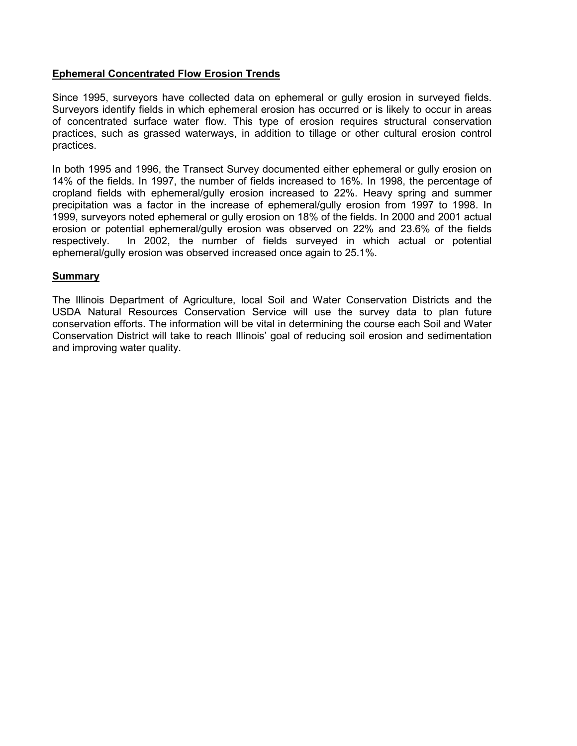## Ephemeral Concentrated Flow Erosion Trends

Since 1995, surveyors have collected data on ephemeral or gully erosion in surveyed fields. Surveyors identify fields in which ephemeral erosion has occurred or is likely to occur in areas of concentrated surface water flow. This type of erosion requires structural conservation practices, such as grassed waterways, in addition to tillage or other cultural erosion control practices.

In both 1995 and 1996, the Transect Survey documented either ephemeral or gully erosion on 14% of the fields. In 1997, the number of fields increased to 16%. In 1998, the percentage of cropland fields with ephemeral/gully erosion increased to 22%. Heavy spring and summer precipitation was a factor in the increase of ephemeral/gully erosion from 1997 to 1998. In 1999, surveyors noted ephemeral or gully erosion on 18% of the fields. In 2000 and 2001 actual erosion or potential ephemeral/gully erosion was observed on 22% and 23.6% of the fields respectively. In 2002, the number of fields surveyed in which actual or potential ephemeral/gully erosion was observed increased once again to 25.1%.

## Summary

The Illinois Department of Agriculture, local Soil and Water Conservation Districts and the USDA Natural Resources Conservation Service will use the survey data to plan future conservation efforts. The information will be vital in determining the course each Soil and Water Conservation District will take to reach Illinois' goal of reducing soil erosion and sedimentation and improving water quality.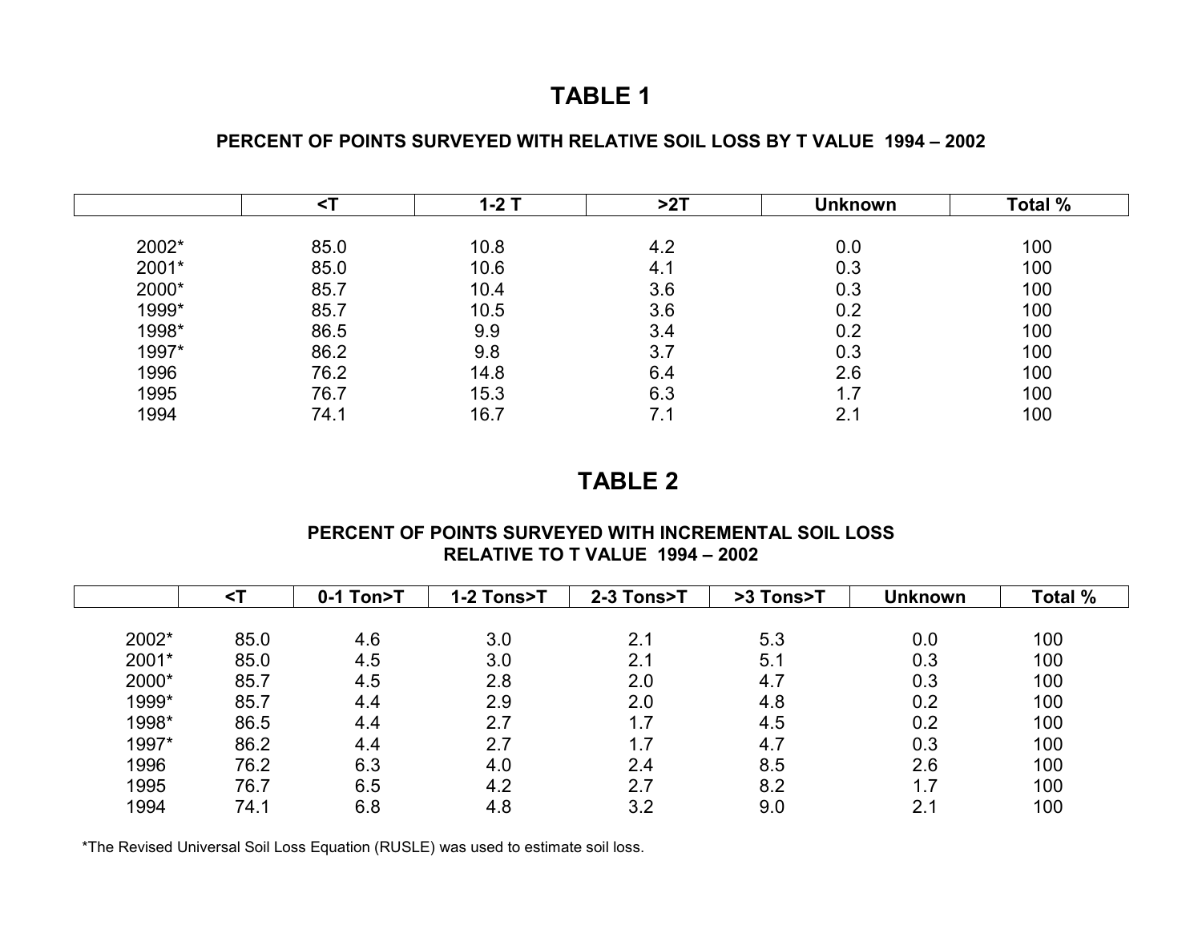# TABLE 1

## PERCENT OF POINTS SURVEYED WITH RELATIVE SOIL LOSS BY T VALUE 1994 – 2002

| | <T | 1-2 T | >2T | Unknown | Total % |
|---|---|---|---|---|---|
| 2002* | 85.0 | 10.8 | 4.2 | 0.0 | 100 |
| 2001* | 85.0 | 10.6 | 4.1 | 0.3 | 100 |
| 2000* | 85.7 | 10.4 | 3.6 | 0.3 | 100 |
| 1999* | 85.7 | 10.5 | 3.6 | 0.2 | 100 |
| 1998* | 86.5 | 9.9 | 3.4 | 0.2 | 100 |
| 1997* | 86.2 | 9.8 | 3.7 | 0.3 | 100 |
| 1996 | 76.2 | 14.8 | 6.4 | 2.6 | 100 |
| 1995 | 76.7 | 15.3 | 6.3 | 1.7 | 100 |
| 1994 | 74.1 | 16.7 | 7.1 | 2.1 | 100 |

# TABLE 2

## PERCENT OF POINTS SURVEYED WITH INCREMENTAL SOIL LOSS RELATIVE TO T VALUE 1994 – 2002

| | <T | 0-1 Ton>T | 1-2 Tons>T | 2-3 Tons>T | >3 Tons>T | Unknown | Total % |
|---|---|---|---|---|---|---|---|
| 2002* | 85.0 | 4.6 | 3.0 | 2.1 | 5.3 | 0.0 | 100 |
| 2001* | 85.0 | 4.5 | 3.0 | 2.1 | 5.1 | 0.3 | 100 |
| 2000* | 85.7 | 4.5 | 2.8 | 2.0 | 4.7 | 0.3 | 100 |
| 1999* | 85.7 | 4.4 | 2.9 | 2.0 | 4.8 | 0.2 | 100 |
| 1998* | 86.5 | 4.4 | 2.7 | 1.7 | 4.5 | 0.2 | 100 |
| 1997* | 86.2 | 4.4 | 2.7 | 1.7 | 4.7 | 0.3 | 100 |
| 1996 | 76.2 | 6.3 | 4.0 | 2.4 | 8.5 | 2.6 | 100 |
| 1995 | 76.7 | 6.5 | 4.2 | 2.7 | 8.2 | 1.7 | 100 |
| 1994 | 74.1 | 6.8 | 4.8 | 3.2 | 9.0 | 2.1 | 100 |

*The Revised Universal Soil Loss Equation (RUSLE) was used to estimate soil loss.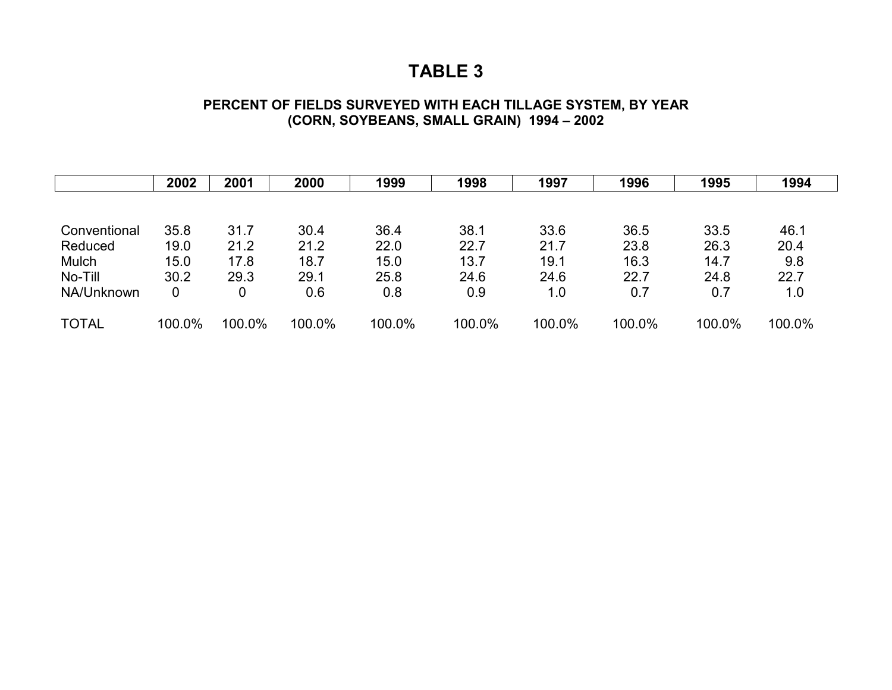# TABLE 3

### PERCENT OF FIELDS SURVEYED WITH EACH TILLAGE SYSTEM, BY YEAR (CORN, SOYBEANS, SMALL GRAIN) 1994 – 2002

| | 2002 | 2001 | 2000 | 1999 | 1998 | 1997 | 1996 | 1995 | 1994 |
|---|---|---|---|---|---|---|---|---|---|
| Conventional | 35.8 | 31.7 | 30.4 | 36.4 | 38.1 | 33.6 | 36.5 | 33.5 | 46.1 |
| Reduced | 19.0 | 21.2 | 21.2 | 22.0 | 22.7 | 21.7 | 23.8 | 26.3 | 20.4 |
| Mulch | 15.0 | 17.8 | 18.7 | 15.0 | 13.7 | 19.1 | 16.3 | 14.7 | 9.8 |
| No-Till | 30.2 | 29.3 | 29.1 | 25.8 | 24.6 | 24.6 | 22.7 | 24.8 | 22.7 |
| NA/Unknown | 0 | 0 | 0.6 | 0.8 | 0.9 | 1.0 | 0.7 | 0.7 | 1.0 |
| TOTAL | 100.0% | 100.0% | 100.0% | 100.0% | 100.0% | 100.0% | 100.0% | 100.0% | 100.0% |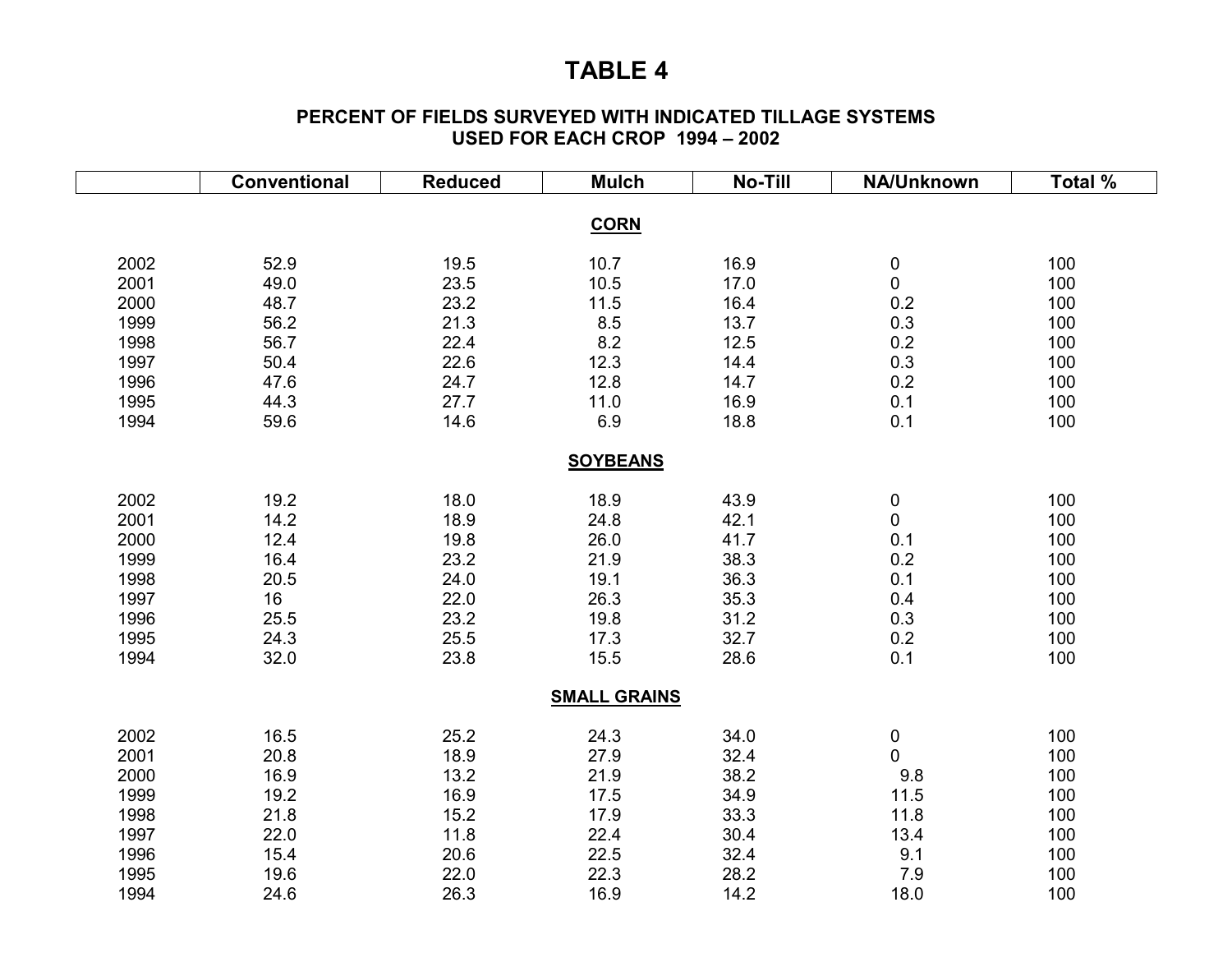# TABLE 4

### PERCENT OF FIELDS SURVEYED WITH INDICATED TILLAGE SYSTEMS USED FOR EACH CROP 1994 – 2002

| | Conventional | Reduced | Mulch | No-Till | NA/Unknown | Total % |
|---|---|---|---|---|---|---|
| | | | **CORN** | | | |
| 2002 | 52.9 | 19.5 | 10.7 | 16.9 | 0 | 100 |
| 2001 | 49.0 | 23.5 | 10.5 | 17.0 | 0 | 100 |
| 2000 | 48.7 | 23.2 | 11.5 | 16.4 | 0.2 | 100 |
| 1999 | 56.2 | 21.3 | 8.5 | 13.7 | 0.3 | 100 |
| 1998 | 56.7 | 22.4 | 8.2 | 12.5 | 0.2 | 100 |
| 1997 | 50.4 | 22.6 | 12.3 | 14.4 | 0.3 | 100 |
| 1996 | 47.6 | 24.7 | 12.8 | 14.7 | 0.2 | 100 |
| 1995 | 44.3 | 27.7 | 11.0 | 16.9 | 0.1 | 100 |
| 1994 | 59.6 | 14.6 | 6.9 | 18.8 | 0.1 | 100 |
| | | | **SOYBEANS** | | | |
| 2002 | 19.2 | 18.0 | 18.9 | 43.9 | 0 | 100 |
| 2001 | 14.2 | 18.9 | 24.8 | 42.1 | 0 | 100 |
| 2000 | 12.4 | 19.8 | 26.0 | 41.7 | 0.1 | 100 |
| 1999 | 16.4 | 23.2 | 21.9 | 38.3 | 0.2 | 100 |
| 1998 | 20.5 | 24.0 | 19.1 | 36.3 | 0.1 | 100 |
| 1997 | 16 | 22.0 | 26.3 | 35.3 | 0.4 | 100 |
| 1996 | 25.5 | 23.2 | 19.8 | 31.2 | 0.3 | 100 |
| 1995 | 24.3 | 25.5 | 17.3 | 32.7 | 0.2 | 100 |
| 1994 | 32.0 | 23.8 | 15.5 | 28.6 | 0.1 | 100 |
| | | | **SMALL GRAINS** | | | |
| 2002 | 16.5 | 25.2 | 24.3 | 34.0 | 0 | 100 |
| 2001 | 20.8 | 18.9 | 27.9 | 32.4 | 0 | 100 |
| 2000 | 16.9 | 13.2 | 21.9 | 38.2 | 9.8 | 100 |
| 1999 | 19.2 | 16.9 | 17.5 | 34.9 | 11.5 | 100 |
| 1998 | 21.8 | 15.2 | 17.9 | 33.3 | 11.8 | 100 |
| 1997 | 22.0 | 11.8 | 22.4 | 30.4 | 13.4 | 100 |
| 1996 | 15.4 | 20.6 | 22.5 | 32.4 | 9.1 | 100 |
| 1995 | 19.6 | 22.0 | 22.3 | 28.2 | 7.9 | 100 |
| 1994 | 24.6 | 26.3 | 16.9 | 14.2 | 18.0 | 100 |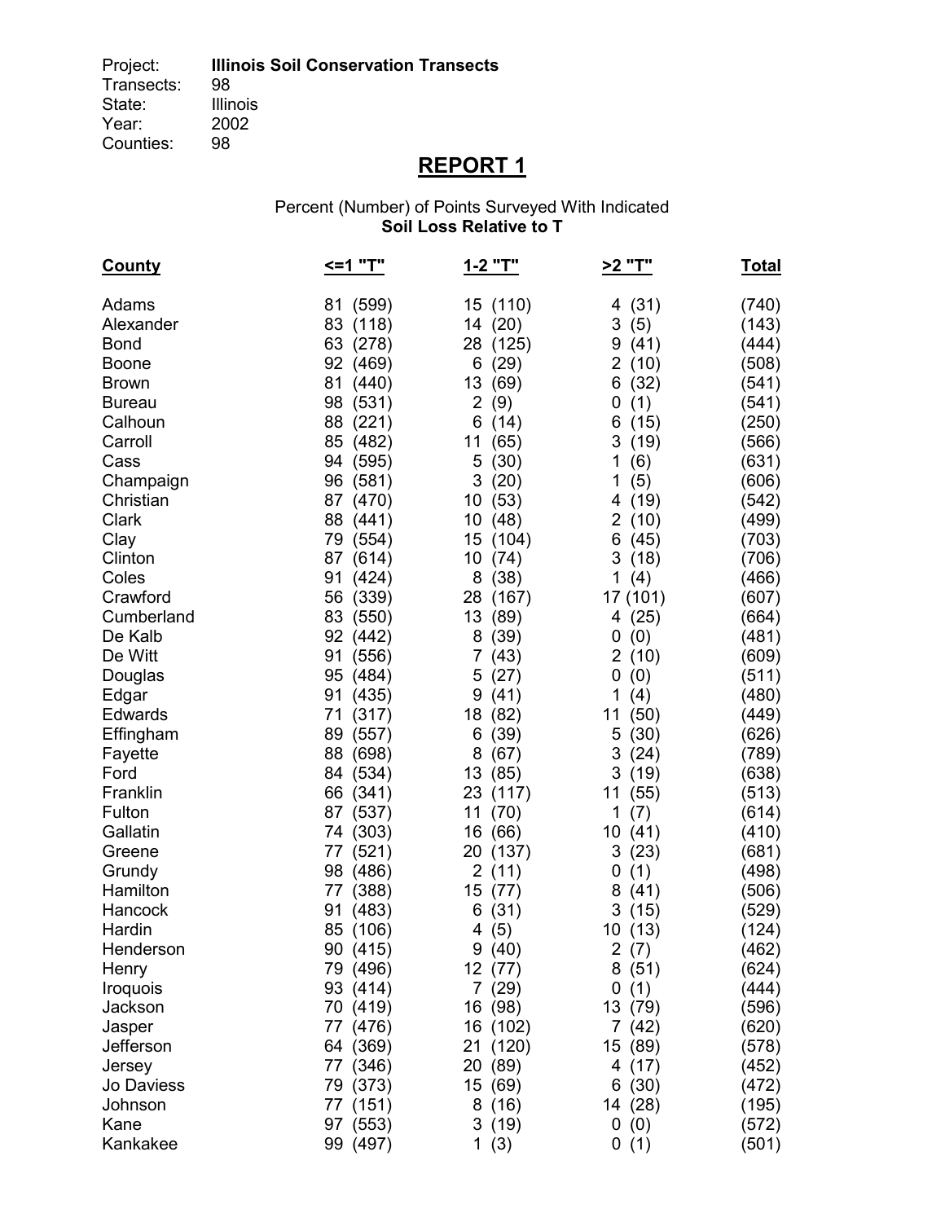Project: **Illinois Soil Conservation Transects**
Transects: 98
State: Illinois
Year: 2002
Counties: 98

# REPORT 1

Percent (Number) of Points Surveyed With Indicated
**Soil Loss Relative to T**

| County | <=1 "T" | 1-2 "T" | >2 "T" | Total |
|---|---|---|---|---|
| Adams | 81 (599) | 15 (110) | 4 (31) | (740) |
| Alexander | 83 (118) | 14 (20) | 3 (5) | (143) |
| Bond | 63 (278) | 28 (125) | 9 (41) | (444) |
| Boone | 92 (469) | 6 (29) | 2 (10) | (508) |
| Brown | 81 (440) | 13 (69) | 6 (32) | (541) |
| Bureau | 98 (531) | 2 (9) | 0 (1) | (541) |
| Calhoun | 88 (221) | 6 (14) | 6 (15) | (250) |
| Carroll | 85 (482) | 11 (65) | 3 (19) | (566) |
| Cass | 94 (595) | 5 (30) | 1 (6) | (631) |
| Champaign | 96 (581) | 3 (20) | 1 (5) | (606) |
| Christian | 87 (470) | 10 (53) | 4 (19) | (542) |
| Clark | 88 (441) | 10 (48) | 2 (10) | (499) |
| Clay | 79 (554) | 15 (104) | 6 (45) | (703) |
| Clinton | 87 (614) | 10 (74) | 3 (18) | (706) |
| Coles | 91 (424) | 8 (38) | 1 (4) | (466) |
| Crawford | 56 (339) | 28 (167) | 17 (101) | (607) |
| Cumberland | 83 (550) | 13 (89) | 4 (25) | (664) |
| De Kalb | 92 (442) | 8 (39) | 0 (0) | (481) |
| De Witt | 91 (556) | 7 (43) | 2 (10) | (609) |
| Douglas | 95 (484) | 5 (27) | 0 (0) | (511) |
| Edgar | 91 (435) | 9 (41) | 1 (4) | (480) |
| Edwards | 71 (317) | 18 (82) | 11 (50) | (449) |
| Effingham | 89 (557) | 6 (39) | 5 (30) | (626) |
| Fayette | 88 (698) | 8 (67) | 3 (24) | (789) |
| Ford | 84 (534) | 13 (85) | 3 (19) | (638) |
| Franklin | 66 (341) | 23 (117) | 11 (55) | (513) |
| Fulton | 87 (537) | 11 (70) | 1 (7) | (614) |
| Gallatin | 74 (303) | 16 (66) | 10 (41) | (410) |
| Greene | 77 (521) | 20 (137) | 3 (23) | (681) |
| Grundy | 98 (486) | 2 (11) | 0 (1) | (498) |
| Hamilton | 77 (388) | 15 (77) | 8 (41) | (506) |
| Hancock | 91 (483) | 6 (31) | 3 (15) | (529) |
| Hardin | 85 (106) | 4 (5) | 10 (13) | (124) |
| Henderson | 90 (415) | 9 (40) | 2 (7) | (462) |
| Henry | 79 (496) | 12 (77) | 8 (51) | (624) |
| Iroquois | 93 (414) | 7 (29) | 0 (1) | (444) |
| Jackson | 70 (419) | 16 (98) | 13 (79) | (596) |
| Jasper | 77 (476) | 16 (102) | 7 (42) | (620) |
| Jefferson | 64 (369) | 21 (120) | 15 (89) | (578) |
| Jersey | 77 (346) | 20 (89) | 4 (17) | (452) |
| Jo Daviess | 79 (373) | 15 (69) | 6 (30) | (472) |
| Johnson | 77 (151) | 8 (16) | 14 (28) | (195) |
| Kane | 97 (553) | 3 (19) | 0 (0) | (572) |
| Kankakee | 99 (497) | 1 (3) | 0 (1) | (501) |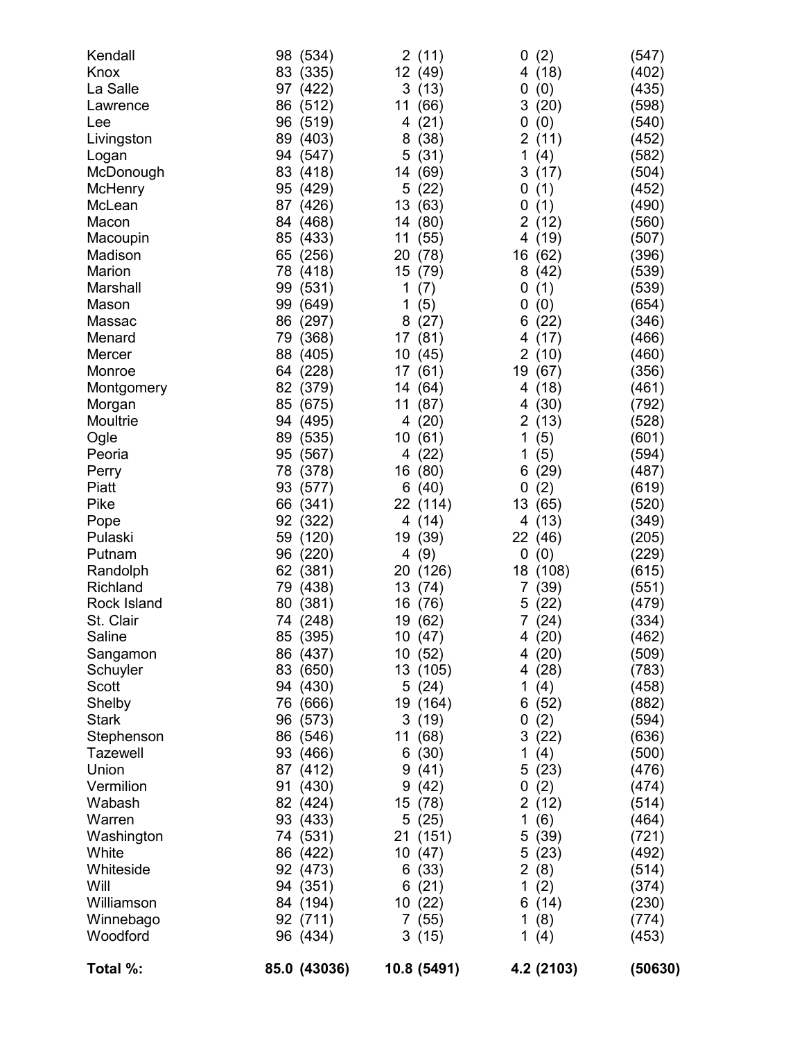| | | | | |
|---|---|---|---|---|
| Kendall | 98 (534) | 2 (11) | 0 (2) | (547) |
| Knox | 83 (335) | 12 (49) | 4 (18) | (402) |
| La Salle | 97 (422) | 3 (13) | 0 (0) | (435) |
| Lawrence | 86 (512) | 11 (66) | 3 (20) | (598) |
| Lee | 96 (519) | 4 (21) | 0 (0) | (540) |
| Livingston | 89 (403) | 8 (38) | 2 (11) | (452) |
| Logan | 94 (547) | 5 (31) | 1 (4) | (582) |
| McDonough | 83 (418) | 14 (69) | 3 (17) | (504) |
| McHenry | 95 (429) | 5 (22) | 0 (1) | (452) |
| McLean | 87 (426) | 13 (63) | 0 (1) | (490) |
| Macon | 84 (468) | 14 (80) | 2 (12) | (560) |
| Macoupin | 85 (433) | 11 (55) | 4 (19) | (507) |
| Madison | 65 (256) | 20 (78) | 16 (62) | (396) |
| Marion | 78 (418) | 15 (79) | 8 (42) | (539) |
| Marshall | 99 (531) | 1 (7) | 0 (1) | (539) |
| Mason | 99 (649) | 1 (5) | 0 (0) | (654) |
| Massac | 86 (297) | 8 (27) | 6 (22) | (346) |
| Menard | 79 (368) | 17 (81) | 4 (17) | (466) |
| Mercer | 88 (405) | 10 (45) | 2 (10) | (460) |
| Monroe | 64 (228) | 17 (61) | 19 (67) | (356) |
| Montgomery | 82 (379) | 14 (64) | 4 (18) | (461) |
| Morgan | 85 (675) | 11 (87) | 4 (30) | (792) |
| Moultrie | 94 (495) | 4 (20) | 2 (13) | (528) |
| Ogle | 89 (535) | 10 (61) | 1 (5) | (601) |
| Peoria | 95 (567) | 4 (22) | 1 (5) | (594) |
| Perry | 78 (378) | 16 (80) | 6 (29) | (487) |
| Piatt | 93 (577) | 6 (40) | 0 (2) | (619) |
| Pike | 66 (341) | 22 (114) | 13 (65) | (520) |
| Pope | 92 (322) | 4 (14) | 4 (13) | (349) |
| Pulaski | 59 (120) | 19 (39) | 22 (46) | (205) |
| Putnam | 96 (220) | 4 (9) | 0 (0) | (229) |
| Randolph | 62 (381) | 20 (126) | 18 (108) | (615) |
| Richland | 79 (438) | 13 (74) | 7 (39) | (551) |
| Rock Island | 80 (381) | 16 (76) | 5 (22) | (479) |
| St. Clair | 74 (248) | 19 (62) | 7 (24) | (334) |
| Saline | 85 (395) | 10 (47) | 4 (20) | (462) |
| Sangamon | 86 (437) | 10 (52) | 4 (20) | (509) |
| Schuyler | 83 (650) | 13 (105) | 4 (28) | (783) |
| Scott | 94 (430) | 5 (24) | 1 (4) | (458) |
| Shelby | 76 (666) | 19 (164) | 6 (52) | (882) |
| Stark | 96 (573) | 3 (19) | 0 (2) | (594) |
| Stephenson | 86 (546) | 11 (68) | 3 (22) | (636) |
| Tazewell | 93 (466) | 6 (30) | 1 (4) | (500) |
| Union | 87 (412) | 9 (41) | 5 (23) | (476) |
| Vermilion | 91 (430) | 9 (42) | 0 (2) | (474) |
| Wabash | 82 (424) | 15 (78) | 2 (12) | (514) |
| Warren | 93 (433) | 5 (25) | 1 (6) | (464) |
| Washington | 74 (531) | 21 (151) | 5 (39) | (721) |
| White | 86 (422) | 10 (47) | 5 (23) | (492) |
| Whiteside | 92 (473) | 6 (33) | 2 (8) | (514) |
| Will | 94 (351) | 6 (21) | 1 (2) | (374) |
| Williamson | 84 (194) | 10 (22) | 6 (14) | (230) |
| Winnebago | 92 (711) | 7 (55) | 1 (8) | (774) |
| Woodford | 96 (434) | 3 (15) | 1 (4) | (453) |
| **Total %:** | **85.0 (43036)** | **10.8 (5491)** | **4.2 (2103)** | **(50630)** |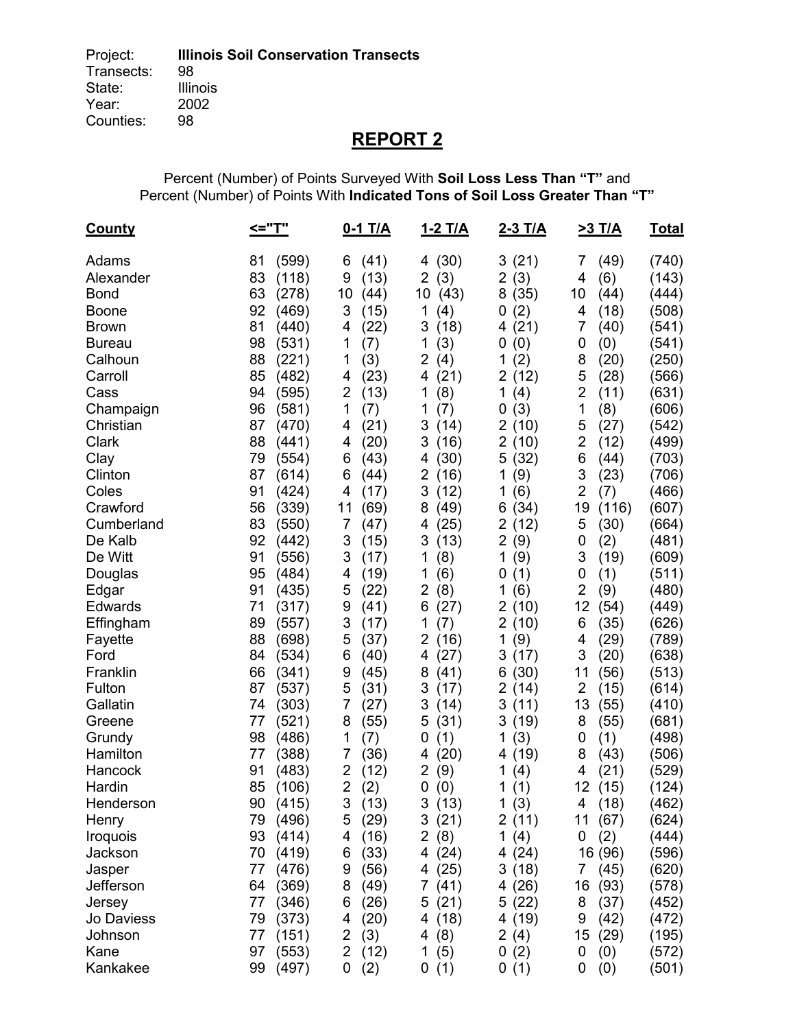Project: **Illinois Soil Conservation Transects**
Transects: 98
State: Illinois
Year: 2002
Counties: 98

## REPORT 2

Percent (Number) of Points Surveyed With **Soil Loss Less Than "T"** and
Percent (Number) of Points With **Indicated Tons of Soil Loss Greater Than "T"**

| County | <="T" | 0-1 T/A | 1-2 T/A | 2-3 T/A | >3 T/A | Total |
|---|---|---|---|---|---|---|
| Adams | 81 (599) | 6 (41) | 4 (30) | 3 (21) | 7 (49) | (740) |
| Alexander | 83 (118) | 9 (13) | 2 (3) | 2 (3) | 4 (6) | (143) |
| Bond | 63 (278) | 10 (44) | 10 (43) | 8 (35) | 10 (44) | (444) |
| Boone | 92 (469) | 3 (15) | 1 (4) | 0 (2) | 4 (18) | (508) |
| Brown | 81 (440) | 4 (22) | 3 (18) | 4 (21) | 7 (40) | (541) |
| Bureau | 98 (531) | 1 (7) | 1 (3) | 0 (0) | 0 (0) | (541) |
| Calhoun | 88 (221) | 1 (3) | 2 (4) | 1 (2) | 8 (20) | (250) |
| Carroll | 85 (482) | 4 (23) | 4 (21) | 2 (12) | 5 (28) | (566) |
| Cass | 94 (595) | 2 (13) | 1 (8) | 1 (4) | 2 (11) | (631) |
| Champaign | 96 (581) | 1 (7) | 1 (7) | 0 (3) | 1 (8) | (606) |
| Christian | 87 (470) | 4 (21) | 3 (14) | 2 (10) | 5 (27) | (542) |
| Clark | 88 (441) | 4 (20) | 3 (16) | 2 (10) | 2 (12) | (499) |
| Clay | 79 (554) | 6 (43) | 4 (30) | 5 (32) | 6 (44) | (703) |
| Clinton | 87 (614) | 6 (44) | 2 (16) | 1 (9) | 3 (23) | (706) |
| Coles | 91 (424) | 4 (17) | 3 (12) | 1 (6) | 2 (7) | (466) |
| Crawford | 56 (339) | 11 (69) | 8 (49) | 6 (34) | 19 (116) | (607) |
| Cumberland | 83 (550) | 7 (47) | 4 (25) | 2 (12) | 5 (30) | (664) |
| De Kalb | 92 (442) | 3 (15) | 3 (13) | 2 (9) | 0 (2) | (481) |
| De Witt | 91 (556) | 3 (17) | 1 (8) | 1 (9) | 3 (19) | (609) |
| Douglas | 95 (484) | 4 (19) | 1 (6) | 0 (1) | 0 (1) | (511) |
| Edgar | 91 (435) | 5 (22) | 2 (8) | 1 (6) | 2 (9) | (480) |
| Edwards | 71 (317) | 9 (41) | 6 (27) | 2 (10) | 12 (54) | (449) |
| Effingham | 89 (557) | 3 (17) | 1 (7) | 2 (10) | 6 (35) | (626) |
| Fayette | 88 (698) | 5 (37) | 2 (16) | 1 (9) | 4 (29) | (789) |
| Ford | 84 (534) | 6 (40) | 4 (27) | 3 (17) | 3 (20) | (638) |
| Franklin | 66 (341) | 9 (45) | 8 (41) | 6 (30) | 11 (56) | (513) |
| Fulton | 87 (537) | 5 (31) | 3 (17) | 2 (14) | 2 (15) | (614) |
| Gallatin | 74 (303) | 7 (27) | 3 (14) | 3 (11) | 13 (55) | (410) |
| Greene | 77 (521) | 8 (55) | 5 (31) | 3 (19) | 8 (55) | (681) |
| Grundy | 98 (486) | 1 (7) | 0 (1) | 1 (3) | 0 (1) | (498) |
| Hamilton | 77 (388) | 7 (36) | 4 (20) | 4 (19) | 8 (43) | (506) |
| Hancock | 91 (483) | 2 (12) | 2 (9) | 1 (4) | 4 (21) | (529) |
| Hardin | 85 (106) | 2 (2) | 0 (0) | 1 (1) | 12 (15) | (124) |
| Henderson | 90 (415) | 3 (13) | 3 (13) | 1 (3) | 4 (18) | (462) |
| Henry | 79 (496) | 5 (29) | 3 (21) | 2 (11) | 11 (67) | (624) |
| Iroquois | 93 (414) | 4 (16) | 2 (8) | 1 (4) | 0 (2) | (444) |
| Jackson | 70 (419) | 6 (33) | 4 (24) | 4 (24) | 16 (96) | (596) |
| Jasper | 77 (476) | 9 (56) | 4 (25) | 3 (18) | 7 (45) | (620) |
| Jefferson | 64 (369) | 8 (49) | 7 (41) | 4 (26) | 16 (93) | (578) |
| Jersey | 77 (346) | 6 (26) | 5 (21) | 5 (22) | 8 (37) | (452) |
| Jo Daviess | 79 (373) | 4 (20) | 4 (18) | 4 (19) | 9 (42) | (472) |
| Johnson | 77 (151) | 2 (3) | 4 (8) | 2 (4) | 15 (29) | (195) |
| Kane | 97 (553) | 2 (12) | 1 (5) | 0 (2) | 0 (0) | (572) |
| Kankakee | 99 (497) | 0 (2) | 0 (1) | 0 (1) | 0 (0) | (501) |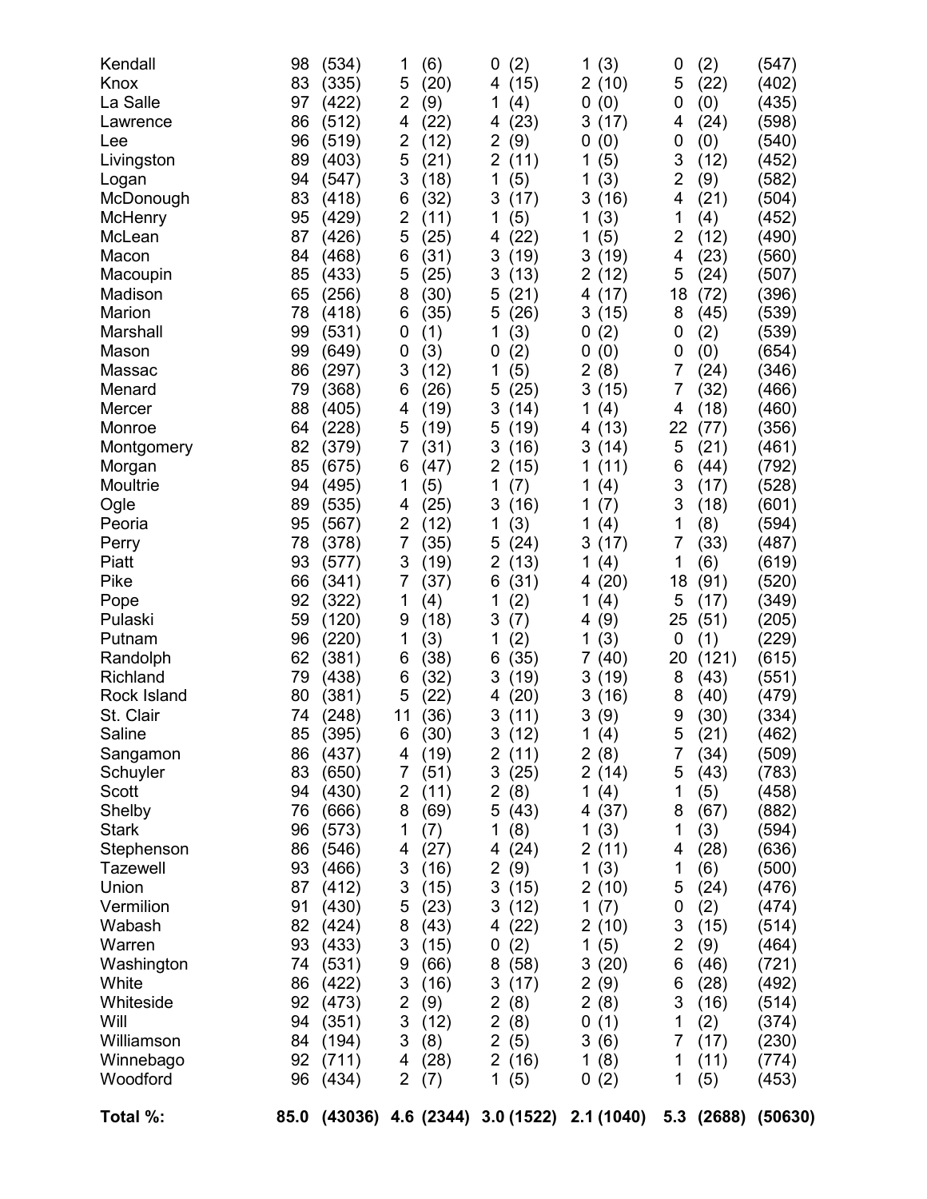| | | | | | | | | | | | |
|---|---|---|---|---|---|---|---|---|---|---|---|
| Kendall | 98 | (534) | 1 | (6) | 0 | (2) | 1 | (3) | 0 | (2) | (547) |
| Knox | 83 | (335) | 5 | (20) | 4 | (15) | 2 | (10) | 5 | (22) | (402) |
| La Salle | 97 | (422) | 2 | (9) | 1 | (4) | 0 | (0) | 0 | (0) | (435) |
| Lawrence | 86 | (512) | 4 | (22) | 4 | (23) | 3 | (17) | 4 | (24) | (598) |
| Lee | 96 | (519) | 2 | (12) | 2 | (9) | 0 | (0) | 0 | (0) | (540) |
| Livingston | 89 | (403) | 5 | (21) | 2 | (11) | 1 | (5) | 3 | (12) | (452) |
| Logan | 94 | (547) | 3 | (18) | 1 | (5) | 1 | (3) | 2 | (9) | (582) |
| McDonough | 83 | (418) | 6 | (32) | 3 | (17) | 3 | (16) | 4 | (21) | (504) |
| McHenry | 95 | (429) | 2 | (11) | 1 | (5) | 1 | (3) | 1 | (4) | (452) |
| McLean | 87 | (426) | 5 | (25) | 4 | (22) | 1 | (5) | 2 | (12) | (490) |
| Macon | 84 | (468) | 6 | (31) | 3 | (19) | 3 | (19) | 4 | (23) | (560) |
| Macoupin | 85 | (433) | 5 | (25) | 3 | (13) | 2 | (12) | 5 | (24) | (507) |
| Madison | 65 | (256) | 8 | (30) | 5 | (21) | 4 | (17) | 18 | (72) | (396) |
| Marion | 78 | (418) | 6 | (35) | 5 | (26) | 3 | (15) | 8 | (45) | (539) |
| Marshall | 99 | (531) | 0 | (1) | 1 | (3) | 0 | (2) | 0 | (2) | (539) |
| Mason | 99 | (649) | 0 | (3) | 0 | (2) | 0 | (0) | 0 | (0) | (654) |
| Massac | 86 | (297) | 3 | (12) | 1 | (5) | 2 | (8) | 7 | (24) | (346) |
| Menard | 79 | (368) | 6 | (26) | 5 | (25) | 3 | (15) | 7 | (32) | (466) |
| Mercer | 88 | (405) | 4 | (19) | 3 | (14) | 1 | (4) | 4 | (18) | (460) |
| Monroe | 64 | (228) | 5 | (19) | 5 | (19) | 4 | (13) | 22 | (77) | (356) |
| Montgomery | 82 | (379) | 7 | (31) | 3 | (16) | 3 | (14) | 5 | (21) | (461) |
| Morgan | 85 | (675) | 6 | (47) | 2 | (15) | 1 | (11) | 6 | (44) | (792) |
| Moultrie | 94 | (495) | 1 | (5) | 1 | (7) | 1 | (4) | 3 | (17) | (528) |
| Ogle | 89 | (535) | 4 | (25) | 3 | (16) | 1 | (7) | 3 | (18) | (601) |
| Peoria | 95 | (567) | 2 | (12) | 1 | (3) | 1 | (4) | 1 | (8) | (594) |
| Perry | 78 | (378) | 7 | (35) | 5 | (24) | 3 | (17) | 7 | (33) | (487) |
| Piatt | 93 | (577) | 3 | (19) | 2 | (13) | 1 | (4) | 1 | (6) | (619) |
| Pike | 66 | (341) | 7 | (37) | 6 | (31) | 4 | (20) | 18 | (91) | (520) |
| Pope | 92 | (322) | 1 | (4) | 1 | (2) | 1 | (4) | 5 | (17) | (349) |
| Pulaski | 59 | (120) | 9 | (18) | 3 | (7) | 4 | (9) | 25 | (51) | (205) |
| Putnam | 96 | (220) | 1 | (3) | 1 | (2) | 1 | (3) | 0 | (1) | (229) |
| Randolph | 62 | (381) | 6 | (38) | 6 | (35) | 7 | (40) | 20 | (121) | (615) |
| Richland | 79 | (438) | 6 | (32) | 3 | (19) | 3 | (19) | 8 | (43) | (551) |
| Rock Island | 80 | (381) | 5 | (22) | 4 | (20) | 3 | (16) | 8 | (40) | (479) |
| St. Clair | 74 | (248) | 11 | (36) | 3 | (11) | 3 | (9) | 9 | (30) | (334) |
| Saline | 85 | (395) | 6 | (30) | 3 | (12) | 1 | (4) | 5 | (21) | (462) |
| Sangamon | 86 | (437) | 4 | (19) | 2 | (11) | 2 | (8) | 7 | (34) | (509) |
| Schuyler | 83 | (650) | 7 | (51) | 3 | (25) | 2 | (14) | 5 | (43) | (783) |
| Scott | 94 | (430) | 2 | (11) | 2 | (8) | 1 | (4) | 1 | (5) | (458) |
| Shelby | 76 | (666) | 8 | (69) | 5 | (43) | 4 | (37) | 8 | (67) | (882) |
| Stark | 96 | (573) | 1 | (7) | 1 | (8) | 1 | (3) | 1 | (3) | (594) |
| Stephenson | 86 | (546) | 4 | (27) | 4 | (24) | 2 | (11) | 4 | (28) | (636) |
| Tazewell | 93 | (466) | 3 | (16) | 2 | (9) | 1 | (3) | 1 | (6) | (500) |
| Union | 87 | (412) | 3 | (15) | 3 | (15) | 2 | (10) | 5 | (24) | (476) |
| Vermilion | 91 | (430) | 5 | (23) | 3 | (12) | 1 | (7) | 0 | (2) | (474) |
| Wabash | 82 | (424) | 8 | (43) | 4 | (22) | 2 | (10) | 3 | (15) | (514) |
| Warren | 93 | (433) | 3 | (15) | 0 | (2) | 1 | (5) | 2 | (9) | (464) |
| Washington | 74 | (531) | 9 | (66) | 8 | (58) | 3 | (20) | 6 | (46) | (721) |
| White | 86 | (422) | 3 | (16) | 3 | (17) | 2 | (9) | 6 | (28) | (492) |
| Whiteside | 92 | (473) | 2 | (9) | 2 | (8) | 2 | (8) | 3 | (16) | (514) |
| Will | 94 | (351) | 3 | (12) | 2 | (8) | 0 | (1) | 1 | (2) | (374) |
| Williamson | 84 | (194) | 3 | (8) | 2 | (5) | 3 | (6) | 7 | (17) | (230) |
| Winnebago | 92 | (711) | 4 | (28) | 2 | (16) | 1 | (8) | 1 | (11) | (774) |
| Woodford | 96 | (434) | 2 | (7) | 1 | (5) | 0 | (2) | 1 | (5) | (453) |
| **Total %:** | **85.0** | **(43036)** | **4.6** | **(2344)** | **3.0** | **(1522)** | **2.1** | **(1040)** | **5.3** | **(2688)** | **(50630)** |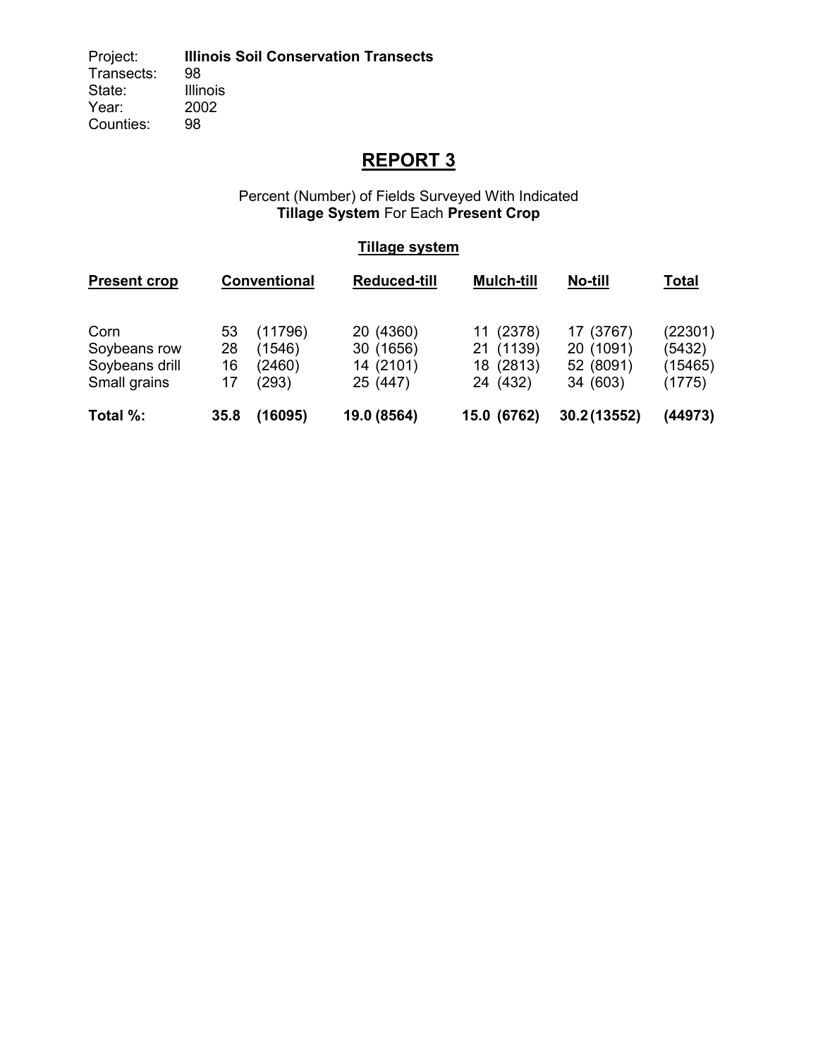Project: **Illinois Soil Conservation Transects**
Transects: 98
State: Illinois
Year: 2002
Counties: 98

# REPORT 3

Percent (Number) of Fields Surveyed With Indicated
**Tillage System** For Each **Present Crop**

**Tillage system**

| Present crop | Conventional | Reduced-till | Mulch-till | No-till | Total |
|---|---|---|---|---|---|
| Corn | 53 (11796) | 20 (4360) | 11 (2378) | 17 (3767) | (22301) |
| Soybeans row | 28 (1546) | 30 (1656) | 21 (1139) | 20 (1091) | (5432) |
| Soybeans drill | 16 (2460) | 14 (2101) | 18 (2813) | 52 (8091) | (15465) |
| Small grains | 17 (293) | 25 (447) | 24 (432) | 34 (603) | (1775) |
| **Total %:** | **35.8 (16095)** | **19.0 (8564)** | **15.0 (6762)** | **30.2 (13552)** | **(44973)** |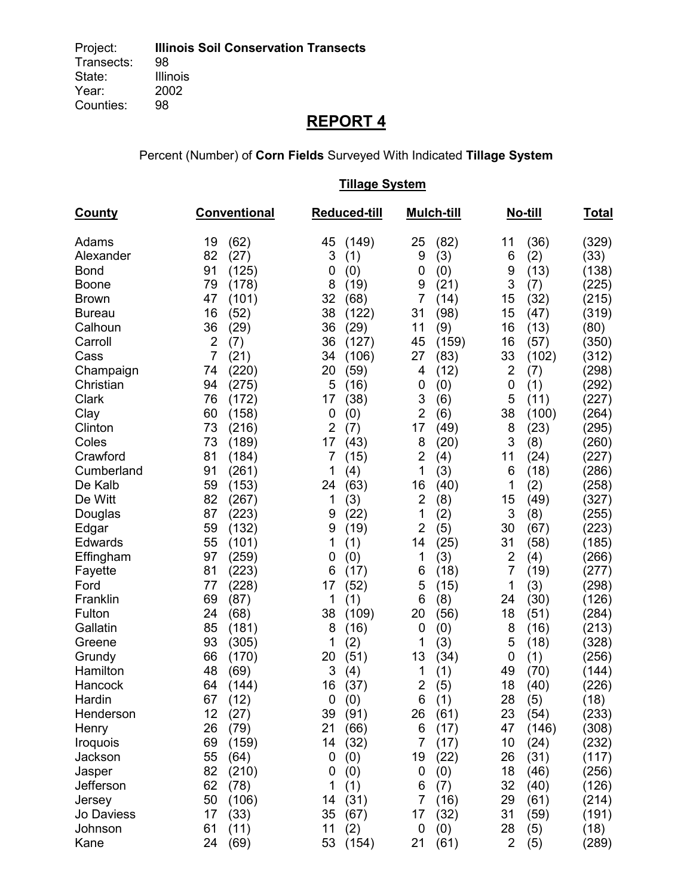Project: **Illinois Soil Conservation Transects**
Transects: 98
State: Illinois
Year: 2002
Counties: 98

# REPORT 4

Percent (Number) of **Corn Fields** Surveyed With Indicated **Tillage System**

| County | Conventional | | Reduced-till | | Mulch-till | | No-till | | Total |
|---|---|---|---|---|---|---|---|---|---|
| Adams | 19 | (62) | 45 | (149) | 25 | (82) | 11 | (36) | (329) |
| Alexander | 82 | (27) | 3 | (1) | 9 | (3) | 6 | (2) | (33) |
| Bond | 91 | (125) | 0 | (0) | 0 | (0) | 9 | (13) | (138) |
| Boone | 79 | (178) | 8 | (19) | 9 | (21) | 3 | (7) | (225) |
| Brown | 47 | (101) | 32 | (68) | 7 | (14) | 15 | (32) | (215) |
| Bureau | 16 | (52) | 38 | (122) | 31 | (98) | 15 | (47) | (319) |
| Calhoun | 36 | (29) | 36 | (29) | 11 | (9) | 16 | (13) | (80) |
| Carroll | 2 | (7) | 36 | (127) | 45 | (159) | 16 | (57) | (350) |
| Cass | 7 | (21) | 34 | (106) | 27 | (83) | 33 | (102) | (312) |
| Champaign | 74 | (220) | 20 | (59) | 4 | (12) | 2 | (7) | (298) |
| Christian | 94 | (275) | 5 | (16) | 0 | (0) | 0 | (1) | (292) |
| Clark | 76 | (172) | 17 | (38) | 3 | (6) | 5 | (11) | (227) |
| Clay | 60 | (158) | 0 | (0) | 2 | (6) | 38 | (100) | (264) |
| Clinton | 73 | (216) | 2 | (7) | 17 | (49) | 8 | (23) | (295) |
| Coles | 73 | (189) | 17 | (43) | 8 | (20) | 3 | (8) | (260) |
| Crawford | 81 | (184) | 7 | (15) | 2 | (4) | 11 | (24) | (227) |
| Cumberland | 91 | (261) | 1 | (4) | 1 | (3) | 6 | (18) | (286) |
| De Kalb | 59 | (153) | 24 | (63) | 16 | (40) | 1 | (2) | (258) |
| De Witt | 82 | (267) | 1 | (3) | 2 | (8) | 15 | (49) | (327) |
| Douglas | 87 | (223) | 9 | (22) | 1 | (2) | 3 | (8) | (255) |
| Edgar | 59 | (132) | 9 | (19) | 2 | (5) | 30 | (67) | (223) |
| Edwards | 55 | (101) | 1 | (1) | 14 | (25) | 31 | (58) | (185) |
| Effingham | 97 | (259) | 0 | (0) | 1 | (3) | 2 | (4) | (266) |
| Fayette | 81 | (223) | 6 | (17) | 6 | (18) | 7 | (19) | (277) |
| Ford | 77 | (228) | 17 | (52) | 5 | (15) | 1 | (3) | (298) |
| Franklin | 69 | (87) | 1 | (1) | 6 | (8) | 24 | (30) | (126) |
| Fulton | 24 | (68) | 38 | (109) | 20 | (56) | 18 | (51) | (284) |
| Gallatin | 85 | (181) | 8 | (16) | 0 | (0) | 8 | (16) | (213) |
| Greene | 93 | (305) | 1 | (2) | 1 | (3) | 5 | (18) | (328) |
| Grundy | 66 | (170) | 20 | (51) | 13 | (34) | 0 | (1) | (256) |
| Hamilton | 48 | (69) | 3 | (4) | 1 | (1) | 49 | (70) | (144) |
| Hancock | 64 | (144) | 16 | (37) | 2 | (5) | 18 | (40) | (226) |
| Hardin | 67 | (12) | 0 | (0) | 6 | (1) | 28 | (5) | (18) |
| Henderson | 12 | (27) | 39 | (91) | 26 | (61) | 23 | (54) | (233) |
| Henry | 26 | (79) | 21 | (66) | 6 | (17) | 47 | (146) | (308) |
| Iroquois | 69 | (159) | 14 | (32) | 7 | (17) | 10 | (24) | (232) |
| Jackson | 55 | (64) | 0 | (0) | 19 | (22) | 26 | (31) | (117) |
| Jasper | 82 | (210) | 0 | (0) | 0 | (0) | 18 | (46) | (256) |
| Jefferson | 62 | (78) | 1 | (1) | 6 | (7) | 32 | (40) | (126) |
| Jersey | 50 | (106) | 14 | (31) | 7 | (16) | 29 | (61) | (214) |
| Jo Daviess | 17 | (33) | 35 | (67) | 17 | (32) | 31 | (59) | (191) |
| Johnson | 61 | (11) | 11 | (2) | 0 | (0) | 28 | (5) | (18) |
| Kane | 24 | (69) | 53 | (154) | 21 | (61) | 2 | (5) | (289) |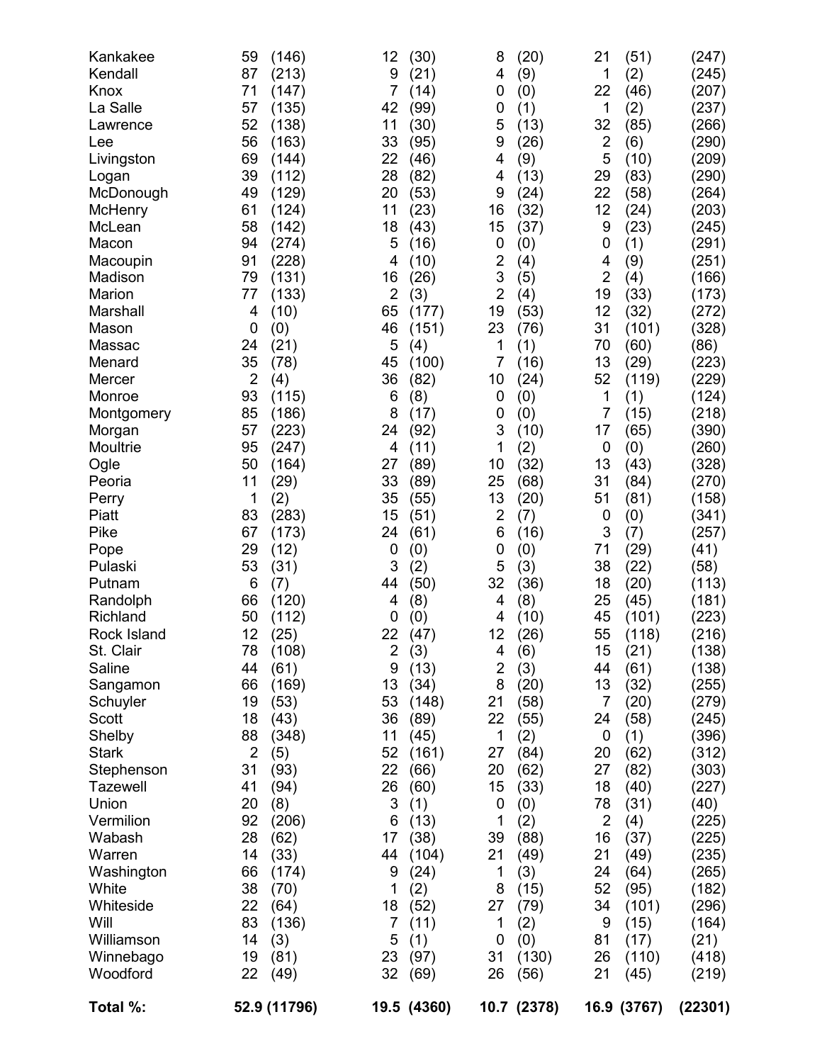| | | | | | | | | | |
|---|---|---|---|---|---|---|---|---|---|
| Kankakee | 59 | (146) | 12 | (30) | 8 | (20) | 21 | (51) | (247) |
| Kendall | 87 | (213) | 9 | (21) | 4 | (9) | 1 | (2) | (245) |
| Knox | 71 | (147) | 7 | (14) | 0 | (0) | 22 | (46) | (207) |
| La Salle | 57 | (135) | 42 | (99) | 0 | (1) | 1 | (2) | (237) |
| Lawrence | 52 | (138) | 11 | (30) | 5 | (13) | 32 | (85) | (266) |
| Lee | 56 | (163) | 33 | (95) | 9 | (26) | 2 | (6) | (290) |
| Livingston | 69 | (144) | 22 | (46) | 4 | (9) | 5 | (10) | (209) |
| Logan | 39 | (112) | 28 | (82) | 4 | (13) | 29 | (83) | (290) |
| McDonough | 49 | (129) | 20 | (53) | 9 | (24) | 22 | (58) | (264) |
| McHenry | 61 | (124) | 11 | (23) | 16 | (32) | 12 | (24) | (203) |
| McLean | 58 | (142) | 18 | (43) | 15 | (37) | 9 | (23) | (245) |
| Macon | 94 | (274) | 5 | (16) | 0 | (0) | 0 | (1) | (291) |
| Macoupin | 91 | (228) | 4 | (10) | 2 | (4) | 4 | (9) | (251) |
| Madison | 79 | (131) | 16 | (26) | 3 | (5) | 2 | (4) | (166) |
| Marion | 77 | (133) | 2 | (3) | 2 | (4) | 19 | (33) | (173) |
| Marshall | 4 | (10) | 65 | (177) | 19 | (53) | 12 | (32) | (272) |
| Mason | 0 | (0) | 46 | (151) | 23 | (76) | 31 | (101) | (328) |
| Massac | 24 | (21) | 5 | (4) | 1 | (1) | 70 | (60) | (86) |
| Menard | 35 | (78) | 45 | (100) | 7 | (16) | 13 | (29) | (223) |
| Mercer | 2 | (4) | 36 | (82) | 10 | (24) | 52 | (119) | (229) |
| Monroe | 93 | (115) | 6 | (8) | 0 | (0) | 1 | (1) | (124) |
| Montgomery | 85 | (186) | 8 | (17) | 0 | (0) | 7 | (15) | (218) |
| Morgan | 57 | (223) | 24 | (92) | 3 | (10) | 17 | (65) | (390) |
| Moultrie | 95 | (247) | 4 | (11) | 1 | (2) | 0 | (0) | (260) |
| Ogle | 50 | (164) | 27 | (89) | 10 | (32) | 13 | (43) | (328) |
| Peoria | 11 | (29) | 33 | (89) | 25 | (68) | 31 | (84) | (270) |
| Perry | 1 | (2) | 35 | (55) | 13 | (20) | 51 | (81) | (158) |
| Piatt | 83 | (283) | 15 | (51) | 2 | (7) | 0 | (0) | (341) |
| Pike | 67 | (173) | 24 | (61) | 6 | (16) | 3 | (7) | (257) |
| Pope | 29 | (12) | 0 | (0) | 0 | (0) | 71 | (29) | (41) |
| Pulaski | 53 | (31) | 3 | (2) | 5 | (3) | 38 | (22) | (58) |
| Putnam | 6 | (7) | 44 | (50) | 32 | (36) | 18 | (20) | (113) |
| Randolph | 66 | (120) | 4 | (8) | 4 | (8) | 25 | (45) | (181) |
| Richland | 50 | (112) | 0 | (0) | 4 | (10) | 45 | (101) | (223) |
| Rock Island | 12 | (25) | 22 | (47) | 12 | (26) | 55 | (118) | (216) |
| St. Clair | 78 | (108) | 2 | (3) | 4 | (6) | 15 | (21) | (138) |
| Saline | 44 | (61) | 9 | (13) | 2 | (3) | 44 | (61) | (138) |
| Sangamon | 66 | (169) | 13 | (34) | 8 | (20) | 13 | (32) | (255) |
| Schuyler | 19 | (53) | 53 | (148) | 21 | (58) | 7 | (20) | (279) |
| Scott | 18 | (43) | 36 | (89) | 22 | (55) | 24 | (58) | (245) |
| Shelby | 88 | (348) | 11 | (45) | 1 | (2) | 0 | (1) | (396) |
| Stark | 2 | (5) | 52 | (161) | 27 | (84) | 20 | (62) | (312) |
| Stephenson | 31 | (93) | 22 | (66) | 20 | (62) | 27 | (82) | (303) |
| Tazewell | 41 | (94) | 26 | (60) | 15 | (33) | 18 | (40) | (227) |
| Union | 20 | (8) | 3 | (1) | 0 | (0) | 78 | (31) | (40) |
| Vermilion | 92 | (206) | 6 | (13) | 1 | (2) | 2 | (4) | (225) |
| Wabash | 28 | (62) | 17 | (38) | 39 | (88) | 16 | (37) | (225) |
| Warren | 14 | (33) | 44 | (104) | 21 | (49) | 21 | (49) | (235) |
| Washington | 66 | (174) | 9 | (24) | 1 | (3) | 24 | (64) | (265) |
| White | 38 | (70) | 1 | (2) | 8 | (15) | 52 | (95) | (182) |
| Whiteside | 22 | (64) | 18 | (52) | 27 | (79) | 34 | (101) | (296) |
| Will | 83 | (136) | 7 | (11) | 1 | (2) | 9 | (15) | (164) |
| Williamson | 14 | (3) | 5 | (1) | 0 | (0) | 81 | (17) | (21) |
| Winnebago | 19 | (81) | 23 | (97) | 31 | (130) | 26 | (110) | (418) |
| Woodford | 22 | (49) | 32 | (69) | 26 | (56) | 21 | (45) | (219) |
| **Total %:** | **52.9** | **(11796)** | **19.5** | **(4360)** | **10.7** | **(2378)** | **16.9** | **(3767)** | **(22301)** |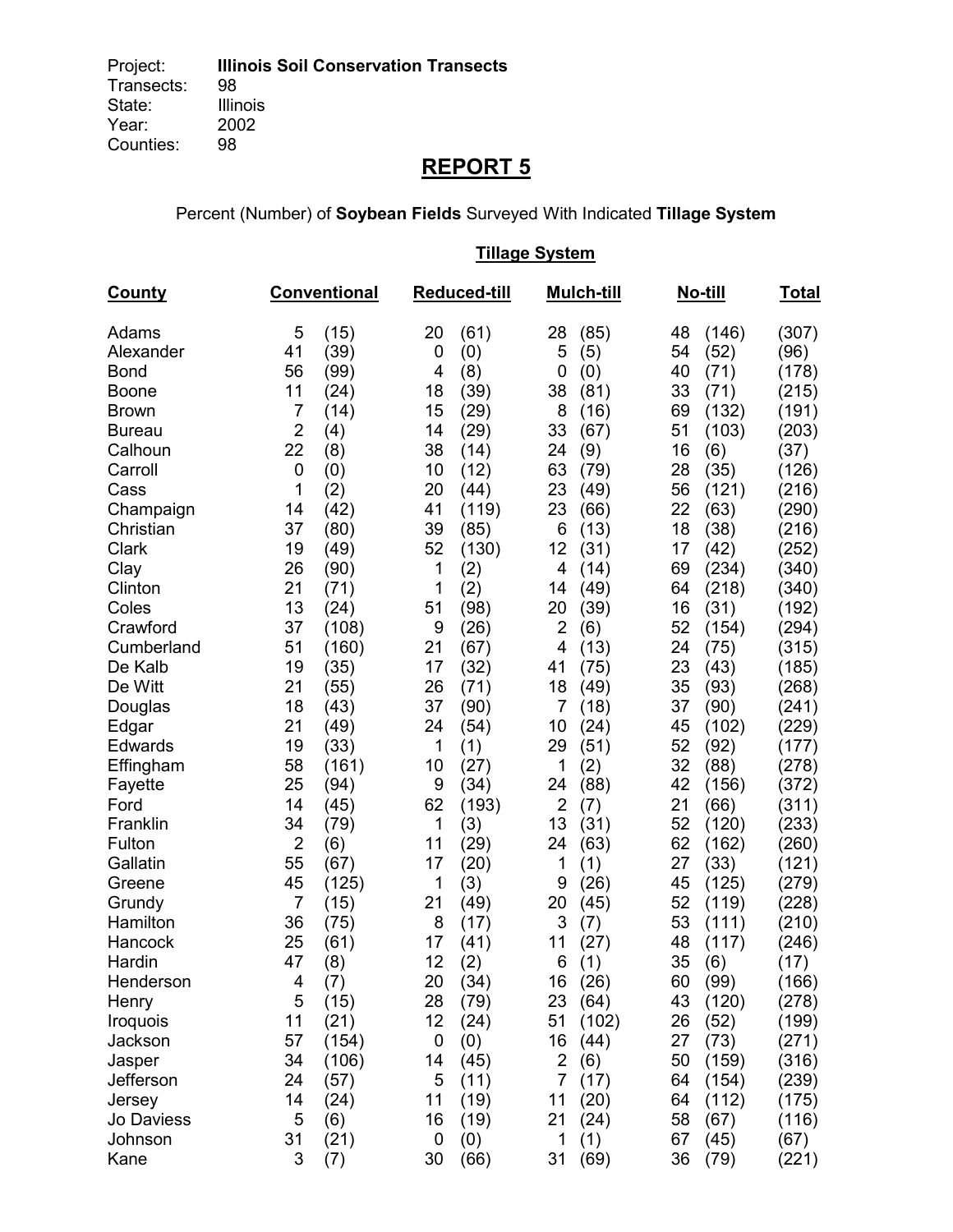Project: **Illinois Soil Conservation Transects**
Transects: 98
State: Illinois
Year: 2002
Counties: 98

## REPORT 5

Percent (Number) of **Soybean Fields** Surveyed With Indicated **Tillage System**

| County | Conventional | | Reduced-till | | Mulch-till | | No-till | | Total |
|---|---|---|---|---|---|---|---|---|---|
| Adams | 5 | (15) | 20 | (61) | 28 | (85) | 48 | (146) | (307) |
| Alexander | 41 | (39) | 0 | (0) | 5 | (5) | 54 | (52) | (96) |
| Bond | 56 | (99) | 4 | (8) | 0 | (0) | 40 | (71) | (178) |
| Boone | 11 | (24) | 18 | (39) | 38 | (81) | 33 | (71) | (215) |
| Brown | 7 | (14) | 15 | (29) | 8 | (16) | 69 | (132) | (191) |
| Bureau | 2 | (4) | 14 | (29) | 33 | (67) | 51 | (103) | (203) |
| Calhoun | 22 | (8) | 38 | (14) | 24 | (9) | 16 | (6) | (37) |
| Carroll | 0 | (0) | 10 | (12) | 63 | (79) | 28 | (35) | (126) |
| Cass | 1 | (2) | 20 | (44) | 23 | (49) | 56 | (121) | (216) |
| Champaign | 14 | (42) | 41 | (119) | 23 | (66) | 22 | (63) | (290) |
| Christian | 37 | (80) | 39 | (85) | 6 | (13) | 18 | (38) | (216) |
| Clark | 19 | (49) | 52 | (130) | 12 | (31) | 17 | (42) | (252) |
| Clay | 26 | (90) | 1 | (2) | 4 | (14) | 69 | (234) | (340) |
| Clinton | 21 | (71) | 1 | (2) | 14 | (49) | 64 | (218) | (340) |
| Coles | 13 | (24) | 51 | (98) | 20 | (39) | 16 | (31) | (192) |
| Crawford | 37 | (108) | 9 | (26) | 2 | (6) | 52 | (154) | (294) |
| Cumberland | 51 | (160) | 21 | (67) | 4 | (13) | 24 | (75) | (315) |
| De Kalb | 19 | (35) | 17 | (32) | 41 | (75) | 23 | (43) | (185) |
| De Witt | 21 | (55) | 26 | (71) | 18 | (49) | 35 | (93) | (268) |
| Douglas | 18 | (43) | 37 | (90) | 7 | (18) | 37 | (90) | (241) |
| Edgar | 21 | (49) | 24 | (54) | 10 | (24) | 45 | (102) | (229) |
| Edwards | 19 | (33) | 1 | (1) | 29 | (51) | 52 | (92) | (177) |
| Effingham | 58 | (161) | 10 | (27) | 1 | (2) | 32 | (88) | (278) |
| Fayette | 25 | (94) | 9 | (34) | 24 | (88) | 42 | (156) | (372) |
| Ford | 14 | (45) | 62 | (193) | 2 | (7) | 21 | (66) | (311) |
| Franklin | 34 | (79) | 1 | (3) | 13 | (31) | 52 | (120) | (233) |
| Fulton | 2 | (6) | 11 | (29) | 24 | (63) | 62 | (162) | (260) |
| Gallatin | 55 | (67) | 17 | (20) | 1 | (1) | 27 | (33) | (121) |
| Greene | 45 | (125) | 1 | (3) | 9 | (26) | 45 | (125) | (279) |
| Grundy | 7 | (15) | 21 | (49) | 20 | (45) | 52 | (119) | (228) |
| Hamilton | 36 | (75) | 8 | (17) | 3 | (7) | 53 | (111) | (210) |
| Hancock | 25 | (61) | 17 | (41) | 11 | (27) | 48 | (117) | (246) |
| Hardin | 47 | (8) | 12 | (2) | 6 | (1) | 35 | (6) | (17) |
| Henderson | 4 | (7) | 20 | (34) | 16 | (26) | 60 | (99) | (166) |
| Henry | 5 | (15) | 28 | (79) | 23 | (64) | 43 | (120) | (278) |
| Iroquois | 11 | (21) | 12 | (24) | 51 | (102) | 26 | (52) | (199) |
| Jackson | 57 | (154) | 0 | (0) | 16 | (44) | 27 | (73) | (271) |
| Jasper | 34 | (106) | 14 | (45) | 2 | (6) | 50 | (159) | (316) |
| Jefferson | 24 | (57) | 5 | (11) | 7 | (17) | 64 | (154) | (239) |
| Jersey | 14 | (24) | 11 | (19) | 11 | (20) | 64 | (112) | (175) |
| Jo Daviess | 5 | (6) | 16 | (19) | 21 | (24) | 58 | (67) | (116) |
| Johnson | 31 | (21) | 0 | (0) | 1 | (1) | 67 | (45) | (67) |
| Kane | 3 | (7) | 30 | (66) | 31 | (69) | 36 | (79) | (221) |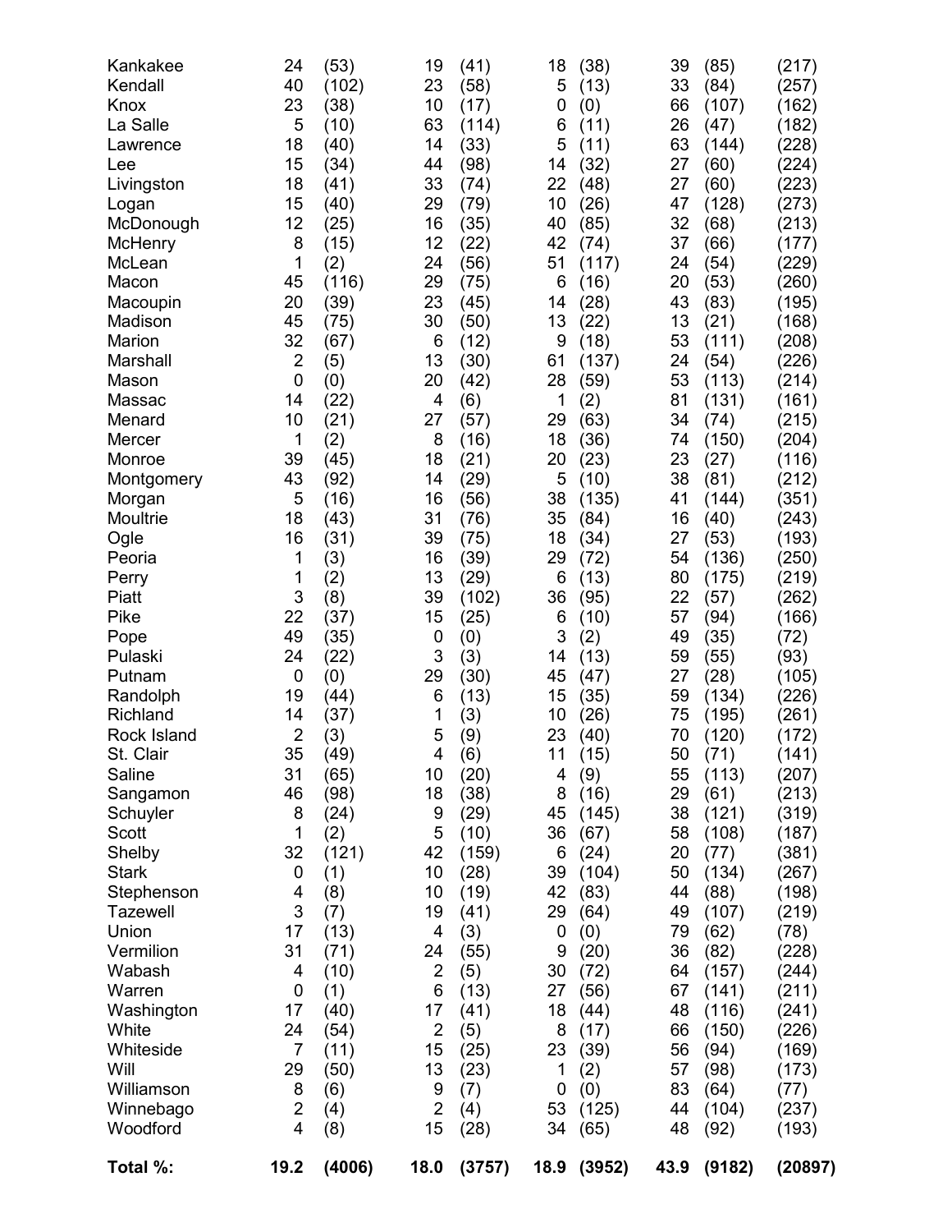| | | | | | | | | | |
|---|---|---|---|---|---|---|---|---|---|
| Kankakee | 24 | (53) | 19 | (41) | 18 | (38) | 39 | (85) | (217) |
| Kendall | 40 | (102) | 23 | (58) | 5 | (13) | 33 | (84) | (257) |
| Knox | 23 | (38) | 10 | (17) | 0 | (0) | 66 | (107) | (162) |
| La Salle | 5 | (10) | 63 | (114) | 6 | (11) | 26 | (47) | (182) |
| Lawrence | 18 | (40) | 14 | (33) | 5 | (11) | 63 | (144) | (228) |
| Lee | 15 | (34) | 44 | (98) | 14 | (32) | 27 | (60) | (224) |
| Livingston | 18 | (41) | 33 | (74) | 22 | (48) | 27 | (60) | (223) |
| Logan | 15 | (40) | 29 | (79) | 10 | (26) | 47 | (128) | (273) |
| McDonough | 12 | (25) | 16 | (35) | 40 | (85) | 32 | (68) | (213) |
| McHenry | 8 | (15) | 12 | (22) | 42 | (74) | 37 | (66) | (177) |
| McLean | 1 | (2) | 24 | (56) | 51 | (117) | 24 | (54) | (229) |
| Macon | 45 | (116) | 29 | (75) | 6 | (16) | 20 | (53) | (260) |
| Macoupin | 20 | (39) | 23 | (45) | 14 | (28) | 43 | (83) | (195) |
| Madison | 45 | (75) | 30 | (50) | 13 | (22) | 13 | (21) | (168) |
| Marion | 32 | (67) | 6 | (12) | 9 | (18) | 53 | (111) | (208) |
| Marshall | 2 | (5) | 13 | (30) | 61 | (137) | 24 | (54) | (226) |
| Mason | 0 | (0) | 20 | (42) | 28 | (59) | 53 | (113) | (214) |
| Massac | 14 | (22) | 4 | (6) | 1 | (2) | 81 | (131) | (161) |
| Menard | 10 | (21) | 27 | (57) | 29 | (63) | 34 | (74) | (215) |
| Mercer | 1 | (2) | 8 | (16) | 18 | (36) | 74 | (150) | (204) |
| Monroe | 39 | (45) | 18 | (21) | 20 | (23) | 23 | (27) | (116) |
| Montgomery | 43 | (92) | 14 | (29) | 5 | (10) | 38 | (81) | (212) |
| Morgan | 5 | (16) | 16 | (56) | 38 | (135) | 41 | (144) | (351) |
| Moultrie | 18 | (43) | 31 | (76) | 35 | (84) | 16 | (40) | (243) |
| Ogle | 16 | (31) | 39 | (75) | 18 | (34) | 27 | (53) | (193) |
| Peoria | 1 | (3) | 16 | (39) | 29 | (72) | 54 | (136) | (250) |
| Perry | 1 | (2) | 13 | (29) | 6 | (13) | 80 | (175) | (219) |
| Piatt | 3 | (8) | 39 | (102) | 36 | (95) | 22 | (57) | (262) |
| Pike | 22 | (37) | 15 | (25) | 6 | (10) | 57 | (94) | (166) |
| Pope | 49 | (35) | 0 | (0) | 3 | (2) | 49 | (35) | (72) |
| Pulaski | 24 | (22) | 3 | (3) | 14 | (13) | 59 | (55) | (93) |
| Putnam | 0 | (0) | 29 | (30) | 45 | (47) | 27 | (28) | (105) |
| Randolph | 19 | (44) | 6 | (13) | 15 | (35) | 59 | (134) | (226) |
| Richland | 14 | (37) | 1 | (3) | 10 | (26) | 75 | (195) | (261) |
| Rock Island | 2 | (3) | 5 | (9) | 23 | (40) | 70 | (120) | (172) |
| St. Clair | 35 | (49) | 4 | (6) | 11 | (15) | 50 | (71) | (141) |
| Saline | 31 | (65) | 10 | (20) | 4 | (9) | 55 | (113) | (207) |
| Sangamon | 46 | (98) | 18 | (38) | 8 | (16) | 29 | (61) | (213) |
| Schuyler | 8 | (24) | 9 | (29) | 45 | (145) | 38 | (121) | (319) |
| Scott | 1 | (2) | 5 | (10) | 36 | (67) | 58 | (108) | (187) |
| Shelby | 32 | (121) | 42 | (159) | 6 | (24) | 20 | (77) | (381) |
| Stark | 0 | (1) | 10 | (28) | 39 | (104) | 50 | (134) | (267) |
| Stephenson | 4 | (8) | 10 | (19) | 42 | (83) | 44 | (88) | (198) |
| Tazewell | 3 | (7) | 19 | (41) | 29 | (64) | 49 | (107) | (219) |
| Union | 17 | (13) | 4 | (3) | 0 | (0) | 79 | (62) | (78) |
| Vermilion | 31 | (71) | 24 | (55) | 9 | (20) | 36 | (82) | (228) |
| Wabash | 4 | (10) | 2 | (5) | 30 | (72) | 64 | (157) | (244) |
| Warren | 0 | (1) | 6 | (13) | 27 | (56) | 67 | (141) | (211) |
| Washington | 17 | (40) | 17 | (41) | 18 | (44) | 48 | (116) | (241) |
| White | 24 | (54) | 2 | (5) | 8 | (17) | 66 | (150) | (226) |
| Whiteside | 7 | (11) | 15 | (25) | 23 | (39) | 56 | (94) | (169) |
| Will | 29 | (50) | 13 | (23) | 1 | (2) | 57 | (98) | (173) |
| Williamson | 8 | (6) | 9 | (7) | 0 | (0) | 83 | (64) | (77) |
| Winnebago | 2 | (4) | 2 | (4) | 53 | (125) | 44 | (104) | (237) |
| Woodford | 4 | (8) | 15 | (28) | 34 | (65) | 48 | (92) | (193) |
| **Total %:** | **19.2** | **(4006)** | **18.0** | **(3757)** | **18.9** | **(3952)** | **43.9** | **(9182)** | **(20897)** |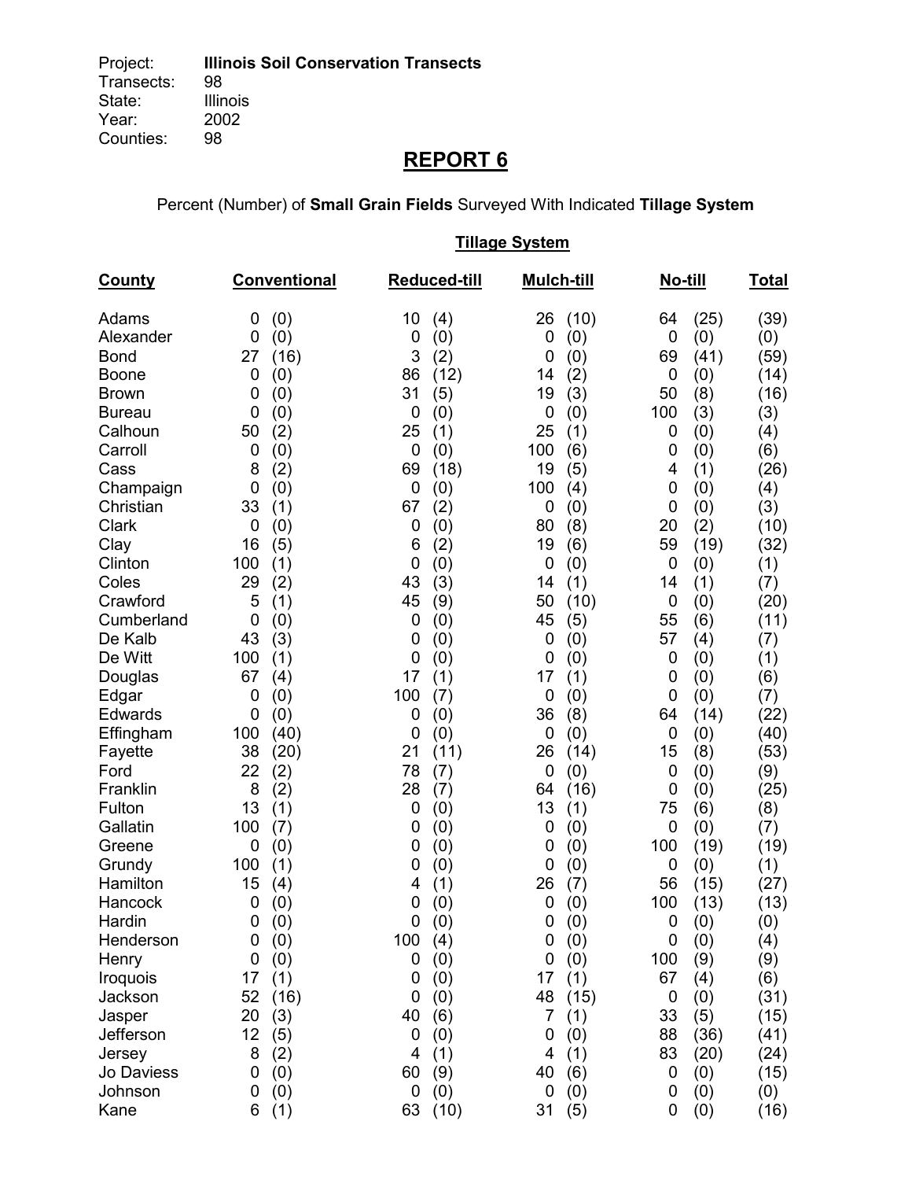Project: **Illinois Soil Conservation Transects**
Transects: 98
State: Illinois
Year: 2002
Counties: 98

# REPORT 6

Percent (Number) of **Small Grain Fields** Surveyed With Indicated **Tillage System**

**Tillage System**

| County | Conventional | Reduced-till | Mulch-till | No-till | Total |
|---|---|---|---|---|---|
| Adams | 0 (0) | 10 (4) | 26 (10) | 64 (25) | (39) |
| Alexander | 0 (0) | 0 (0) | 0 (0) | 0 (0) | (0) |
| Bond | 27 (16) | 3 (2) | 0 (0) | 69 (41) | (59) |
| Boone | 0 (0) | 86 (12) | 14 (2) | 0 (0) | (14) |
| Brown | 0 (0) | 31 (5) | 19 (3) | 50 (8) | (16) |
| Bureau | 0 (0) | 0 (0) | 0 (0) | 100 (3) | (3) |
| Calhoun | 50 (2) | 25 (1) | 25 (1) | 0 (0) | (4) |
| Carroll | 0 (0) | 0 (0) | 100 (6) | 0 (0) | (6) |
| Cass | 8 (2) | 69 (18) | 19 (5) | 4 (1) | (26) |
| Champaign | 0 (0) | 0 (0) | 100 (4) | 0 (0) | (4) |
| Christian | 33 (1) | 67 (2) | 0 (0) | 0 (0) | (3) |
| Clark | 0 (0) | 0 (0) | 80 (8) | 20 (2) | (10) |
| Clay | 16 (5) | 6 (2) | 19 (6) | 59 (19) | (32) |
| Clinton | 100 (1) | 0 (0) | 0 (0) | 0 (0) | (1) |
| Coles | 29 (2) | 43 (3) | 14 (1) | 14 (1) | (7) |
| Crawford | 5 (1) | 45 (9) | 50 (10) | 0 (0) | (20) |
| Cumberland | 0 (0) | 0 (0) | 45 (5) | 55 (6) | (11) |
| De Kalb | 43 (3) | 0 (0) | 0 (0) | 57 (4) | (7) |
| De Witt | 100 (1) | 0 (0) | 0 (0) | 0 (0) | (1) |
| Douglas | 67 (4) | 17 (1) | 17 (1) | 0 (0) | (6) |
| Edgar | 0 (0) | 100 (7) | 0 (0) | 0 (0) | (7) |
| Edwards | 0 (0) | 0 (0) | 36 (8) | 64 (14) | (22) |
| Effingham | 100 (40) | 0 (0) | 0 (0) | 0 (0) | (40) |
| Fayette | 38 (20) | 21 (11) | 26 (14) | 15 (8) | (53) |
| Ford | 22 (2) | 78 (7) | 0 (0) | 0 (0) | (9) |
| Franklin | 8 (2) | 28 (7) | 64 (16) | 0 (0) | (25) |
| Fulton | 13 (1) | 0 (0) | 13 (1) | 75 (6) | (8) |
| Gallatin | 100 (7) | 0 (0) | 0 (0) | 0 (0) | (7) |
| Greene | 0 (0) | 0 (0) | 0 (0) | 100 (19) | (19) |
| Grundy | 100 (1) | 0 (0) | 0 (0) | 0 (0) | (1) |
| Hamilton | 15 (4) | 4 (1) | 26 (7) | 56 (15) | (27) |
| Hancock | 0 (0) | 0 (0) | 0 (0) | 100 (13) | (13) |
| Hardin | 0 (0) | 0 (0) | 0 (0) | 0 (0) | (0) |
| Henderson | 0 (0) | 100 (4) | 0 (0) | 0 (0) | (4) |
| Henry | 0 (0) | 0 (0) | 0 (0) | 100 (9) | (9) |
| Iroquois | 17 (1) | 0 (0) | 17 (1) | 67 (4) | (6) |
| Jackson | 52 (16) | 0 (0) | 48 (15) | 0 (0) | (31) |
| Jasper | 20 (3) | 40 (6) | 7 (1) | 33 (5) | (15) |
| Jefferson | 12 (5) | 0 (0) | 0 (0) | 88 (36) | (41) |
| Jersey | 8 (2) | 4 (1) | 4 (1) | 83 (20) | (24) |
| Jo Daviess | 0 (0) | 60 (9) | 40 (6) | 0 (0) | (15) |
| Johnson | 0 (0) | 0 (0) | 0 (0) | 0 (0) | (0) |
| Kane | 6 (1) | 63 (10) | 31 (5) | 0 (0) | (16) |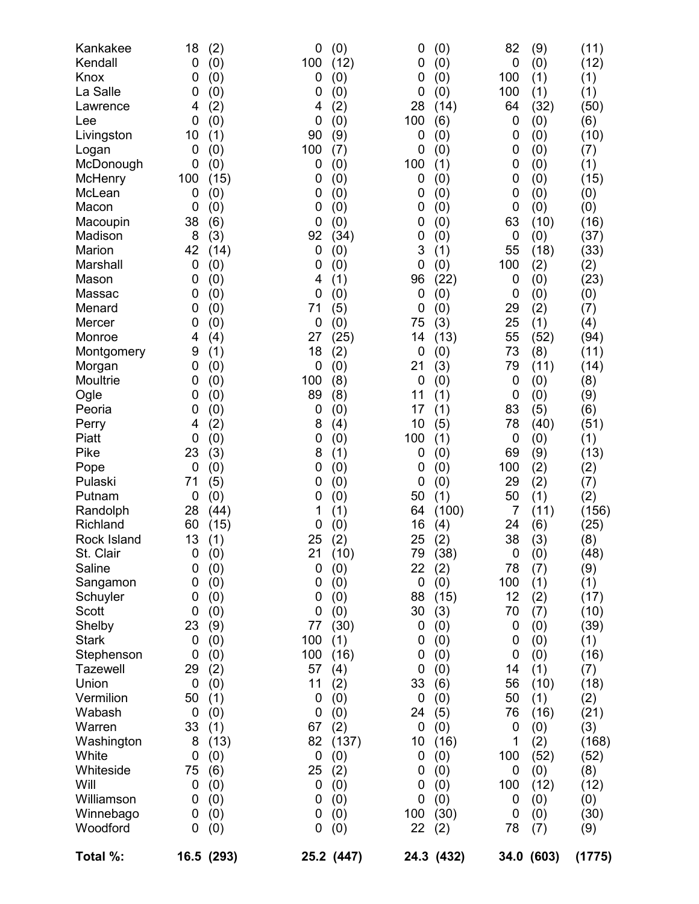| | | | | | | | | | |
|---|---|---|---|---|---|---|---|---|---|
| Kankakee | 18 | (2) | 0 | (0) | 0 | (0) | 82 | (9) | (11) |
| Kendall | 0 | (0) | 100 | (12) | 0 | (0) | 0 | (0) | (12) |
| Knox | 0 | (0) | 0 | (0) | 0 | (0) | 100 | (1) | (1) |
| La Salle | 0 | (0) | 0 | (0) | 0 | (0) | 100 | (1) | (1) |
| Lawrence | 4 | (2) | 4 | (2) | 28 | (14) | 64 | (32) | (50) |
| Lee | 0 | (0) | 0 | (0) | 100 | (6) | 0 | (0) | (6) |
| Livingston | 10 | (1) | 90 | (9) | 0 | (0) | 0 | (0) | (10) |
| Logan | 0 | (0) | 100 | (7) | 0 | (0) | 0 | (0) | (7) |
| McDonough | 0 | (0) | 0 | (0) | 100 | (1) | 0 | (0) | (1) |
| McHenry | 100 | (15) | 0 | (0) | 0 | (0) | 0 | (0) | (15) |
| McLean | 0 | (0) | 0 | (0) | 0 | (0) | 0 | (0) | (0) |
| Macon | 0 | (0) | 0 | (0) | 0 | (0) | 0 | (0) | (0) |
| Macoupin | 38 | (6) | 0 | (0) | 0 | (0) | 63 | (10) | (16) |
| Madison | 8 | (3) | 92 | (34) | 0 | (0) | 0 | (0) | (37) |
| Marion | 42 | (14) | 0 | (0) | 3 | (1) | 55 | (18) | (33) |
| Marshall | 0 | (0) | 0 | (0) | 0 | (0) | 100 | (2) | (2) |
| Mason | 0 | (0) | 4 | (1) | 96 | (22) | 0 | (0) | (23) |
| Massac | 0 | (0) | 0 | (0) | 0 | (0) | 0 | (0) | (0) |
| Menard | 0 | (0) | 71 | (5) | 0 | (0) | 29 | (2) | (7) |
| Mercer | 0 | (0) | 0 | (0) | 75 | (3) | 25 | (1) | (4) |
| Monroe | 4 | (4) | 27 | (25) | 14 | (13) | 55 | (52) | (94) |
| Montgomery | 9 | (1) | 18 | (2) | 0 | (0) | 73 | (8) | (11) |
| Morgan | 0 | (0) | 0 | (0) | 21 | (3) | 79 | (11) | (14) |
| Moultrie | 0 | (0) | 100 | (8) | 0 | (0) | 0 | (0) | (8) |
| Ogle | 0 | (0) | 89 | (8) | 11 | (1) | 0 | (0) | (9) |
| Peoria | 0 | (0) | 0 | (0) | 17 | (1) | 83 | (5) | (6) |
| Perry | 4 | (2) | 8 | (4) | 10 | (5) | 78 | (40) | (51) |
| Piatt | 0 | (0) | 0 | (0) | 100 | (1) | 0 | (0) | (1) |
| Pike | 23 | (3) | 8 | (1) | 0 | (0) | 69 | (9) | (13) |
| Pope | 0 | (0) | 0 | (0) | 0 | (0) | 100 | (2) | (2) |
| Pulaski | 71 | (5) | 0 | (0) | 0 | (0) | 29 | (2) | (7) |
| Putnam | 0 | (0) | 0 | (0) | 50 | (1) | 50 | (1) | (2) |
| Randolph | 28 | (44) | 1 | (1) | 64 | (100) | 7 | (11) | (156) |
| Richland | 60 | (15) | 0 | (0) | 16 | (4) | 24 | (6) | (25) |
| Rock Island | 13 | (1) | 25 | (2) | 25 | (2) | 38 | (3) | (8) |
| St. Clair | 0 | (0) | 21 | (10) | 79 | (38) | 0 | (0) | (48) |
| Saline | 0 | (0) | 0 | (0) | 22 | (2) | 78 | (7) | (9) |
| Sangamon | 0 | (0) | 0 | (0) | 0 | (0) | 100 | (1) | (1) |
| Schuyler | 0 | (0) | 0 | (0) | 88 | (15) | 12 | (2) | (17) |
| Scott | 0 | (0) | 0 | (0) | 30 | (3) | 70 | (7) | (10) |
| Shelby | 23 | (9) | 77 | (30) | 0 | (0) | 0 | (0) | (39) |
| Stark | 0 | (0) | 100 | (1) | 0 | (0) | 0 | (0) | (1) |
| Stephenson | 0 | (0) | 100 | (16) | 0 | (0) | 0 | (0) | (16) |
| Tazewell | 29 | (2) | 57 | (4) | 0 | (0) | 14 | (1) | (7) |
| Union | 0 | (0) | 11 | (2) | 33 | (6) | 56 | (10) | (18) |
| Vermilion | 50 | (1) | 0 | (0) | 0 | (0) | 50 | (1) | (2) |
| Wabash | 0 | (0) | 0 | (0) | 24 | (5) | 76 | (16) | (21) |
| Warren | 33 | (1) | 67 | (2) | 0 | (0) | 0 | (0) | (3) |
| Washington | 8 | (13) | 82 | (137) | 10 | (16) | 1 | (2) | (168) |
| White | 0 | (0) | 0 | (0) | 0 | (0) | 100 | (52) | (52) |
| Whiteside | 75 | (6) | 25 | (2) | 0 | (0) | 0 | (0) | (8) |
| Will | 0 | (0) | 0 | (0) | 0 | (0) | 100 | (12) | (12) |
| Williamson | 0 | (0) | 0 | (0) | 0 | (0) | 0 | (0) | (0) |
| Winnebago | 0 | (0) | 0 | (0) | 100 | (30) | 0 | (0) | (30) |
| Woodford | 0 | (0) | 0 | (0) | 22 | (2) | 78 | (7) | (9) |
| **Total %:** | **16.5** | **(293)** | **25.2** | **(447)** | **24.3** | **(432)** | **34.0** | **(603)** | **(1775)** |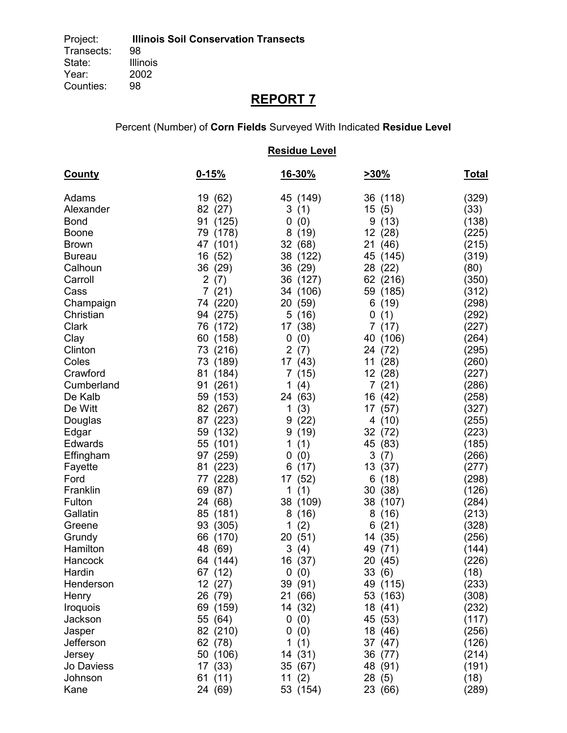Project: **Illinois Soil Conservation Transects**
Transects: 98
State: Illinois
Year: 2002
Counties: 98

# REPORT 7

Percent (Number) of **Corn Fields** Surveyed With Indicated **Residue Level**

| County | Residue Level 0-15% | 16-30% | >30% | Total |
|---|---|---|---|---|
| Adams | 19 (62) | 45 (149) | 36 (118) | (329) |
| Alexander | 82 (27) | 3 (1) | 15 (5) | (33) |
| Bond | 91 (125) | 0 (0) | 9 (13) | (138) |
| Boone | 79 (178) | 8 (19) | 12 (28) | (225) |
| Brown | 47 (101) | 32 (68) | 21 (46) | (215) |
| Bureau | 16 (52) | 38 (122) | 45 (145) | (319) |
| Calhoun | 36 (29) | 36 (29) | 28 (22) | (80) |
| Carroll | 2 (7) | 36 (127) | 62 (216) | (350) |
| Cass | 7 (21) | 34 (106) | 59 (185) | (312) |
| Champaign | 74 (220) | 20 (59) | 6 (19) | (298) |
| Christian | 94 (275) | 5 (16) | 0 (1) | (292) |
| Clark | 76 (172) | 17 (38) | 7 (17) | (227) |
| Clay | 60 (158) | 0 (0) | 40 (106) | (264) |
| Clinton | 73 (216) | 2 (7) | 24 (72) | (295) |
| Coles | 73 (189) | 17 (43) | 11 (28) | (260) |
| Crawford | 81 (184) | 7 (15) | 12 (28) | (227) |
| Cumberland | 91 (261) | 1 (4) | 7 (21) | (286) |
| De Kalb | 59 (153) | 24 (63) | 16 (42) | (258) |
| De Witt | 82 (267) | 1 (3) | 17 (57) | (327) |
| Douglas | 87 (223) | 9 (22) | 4 (10) | (255) |
| Edgar | 59 (132) | 9 (19) | 32 (72) | (223) |
| Edwards | 55 (101) | 1 (1) | 45 (83) | (185) |
| Effingham | 97 (259) | 0 (0) | 3 (7) | (266) |
| Fayette | 81 (223) | 6 (17) | 13 (37) | (277) |
| Ford | 77 (228) | 17 (52) | 6 (18) | (298) |
| Franklin | 69 (87) | 1 (1) | 30 (38) | (126) |
| Fulton | 24 (68) | 38 (109) | 38 (107) | (284) |
| Gallatin | 85 (181) | 8 (16) | 8 (16) | (213) |
| Greene | 93 (305) | 1 (2) | 6 (21) | (328) |
| Grundy | 66 (170) | 20 (51) | 14 (35) | (256) |
| Hamilton | 48 (69) | 3 (4) | 49 (71) | (144) |
| Hancock | 64 (144) | 16 (37) | 20 (45) | (226) |
| Hardin | 67 (12) | 0 (0) | 33 (6) | (18) |
| Henderson | 12 (27) | 39 (91) | 49 (115) | (233) |
| Henry | 26 (79) | 21 (66) | 53 (163) | (308) |
| Iroquois | 69 (159) | 14 (32) | 18 (41) | (232) |
| Jackson | 55 (64) | 0 (0) | 45 (53) | (117) |
| Jasper | 82 (210) | 0 (0) | 18 (46) | (256) |
| Jefferson | 62 (78) | 1 (1) | 37 (47) | (126) |
| Jersey | 50 (106) | 14 (31) | 36 (77) | (214) |
| Jo Daviess | 17 (33) | 35 (67) | 48 (91) | (191) |
| Johnson | 61 (11) | 11 (2) | 28 (5) | (18) |
| Kane | 24 (69) | 53 (154) | 23 (66) | (289) |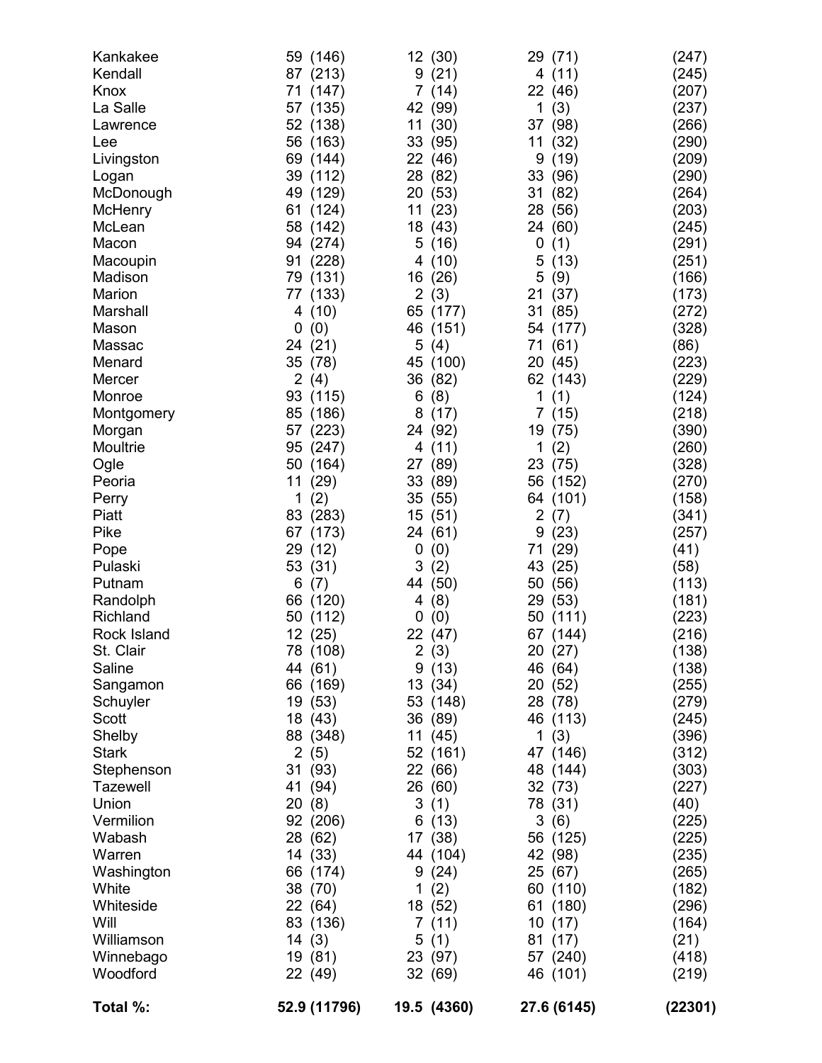| | | | | |
|---|---|---|---|---|
| Kankakee | 59 (146) | 12 (30) | 29 (71) | (247) |
| Kendall | 87 (213) | 9 (21) | 4 (11) | (245) |
| Knox | 71 (147) | 7 (14) | 22 (46) | (207) |
| La Salle | 57 (135) | 42 (99) | 1 (3) | (237) |
| Lawrence | 52 (138) | 11 (30) | 37 (98) | (266) |
| Lee | 56 (163) | 33 (95) | 11 (32) | (290) |
| Livingston | 69 (144) | 22 (46) | 9 (19) | (209) |
| Logan | 39 (112) | 28 (82) | 33 (96) | (290) |
| McDonough | 49 (129) | 20 (53) | 31 (82) | (264) |
| McHenry | 61 (124) | 11 (23) | 28 (56) | (203) |
| McLean | 58 (142) | 18 (43) | 24 (60) | (245) |
| Macon | 94 (274) | 5 (16) | 0 (1) | (291) |
| Macoupin | 91 (228) | 4 (10) | 5 (13) | (251) |
| Madison | 79 (131) | 16 (26) | 5 (9) | (166) |
| Marion | 77 (133) | 2 (3) | 21 (37) | (173) |
| Marshall | 4 (10) | 65 (177) | 31 (85) | (272) |
| Mason | 0 (0) | 46 (151) | 54 (177) | (328) |
| Massac | 24 (21) | 5 (4) | 71 (61) | (86) |
| Menard | 35 (78) | 45 (100) | 20 (45) | (223) |
| Mercer | 2 (4) | 36 (82) | 62 (143) | (229) |
| Monroe | 93 (115) | 6 (8) | 1 (1) | (124) |
| Montgomery | 85 (186) | 8 (17) | 7 (15) | (218) |
| Morgan | 57 (223) | 24 (92) | 19 (75) | (390) |
| Moultrie | 95 (247) | 4 (11) | 1 (2) | (260) |
| Ogle | 50 (164) | 27 (89) | 23 (75) | (328) |
| Peoria | 11 (29) | 33 (89) | 56 (152) | (270) |
| Perry | 1 (2) | 35 (55) | 64 (101) | (158) |
| Piatt | 83 (283) | 15 (51) | 2 (7) | (341) |
| Pike | 67 (173) | 24 (61) | 9 (23) | (257) |
| Pope | 29 (12) | 0 (0) | 71 (29) | (41) |
| Pulaski | 53 (31) | 3 (2) | 43 (25) | (58) |
| Putnam | 6 (7) | 44 (50) | 50 (56) | (113) |
| Randolph | 66 (120) | 4 (8) | 29 (53) | (181) |
| Richland | 50 (112) | 0 (0) | 50 (111) | (223) |
| Rock Island | 12 (25) | 22 (47) | 67 (144) | (216) |
| St. Clair | 78 (108) | 2 (3) | 20 (27) | (138) |
| Saline | 44 (61) | 9 (13) | 46 (64) | (138) |
| Sangamon | 66 (169) | 13 (34) | 20 (52) | (255) |
| Schuyler | 19 (53) | 53 (148) | 28 (78) | (279) |
| Scott | 18 (43) | 36 (89) | 46 (113) | (245) |
| Shelby | 88 (348) | 11 (45) | 1 (3) | (396) |
| Stark | 2 (5) | 52 (161) | 47 (146) | (312) |
| Stephenson | 31 (93) | 22 (66) | 48 (144) | (303) |
| Tazewell | 41 (94) | 26 (60) | 32 (73) | (227) |
| Union | 20 (8) | 3 (1) | 78 (31) | (40) |
| Vermilion | 92 (206) | 6 (13) | 3 (6) | (225) |
| Wabash | 28 (62) | 17 (38) | 56 (125) | (225) |
| Warren | 14 (33) | 44 (104) | 42 (98) | (235) |
| Washington | 66 (174) | 9 (24) | 25 (67) | (265) |
| White | 38 (70) | 1 (2) | 60 (110) | (182) |
| Whiteside | 22 (64) | 18 (52) | 61 (180) | (296) |
| Will | 83 (136) | 7 (11) | 10 (17) | (164) |
| Williamson | 14 (3) | 5 (1) | 81 (17) | (21) |
| Winnebago | 19 (81) | 23 (97) | 57 (240) | (418) |
| Woodford | 22 (49) | 32 (69) | 46 (101) | (219) |
| **Total %:** | **52.9 (11796)** | **19.5 (4360)** | **27.6 (6145)** | **(22301)** |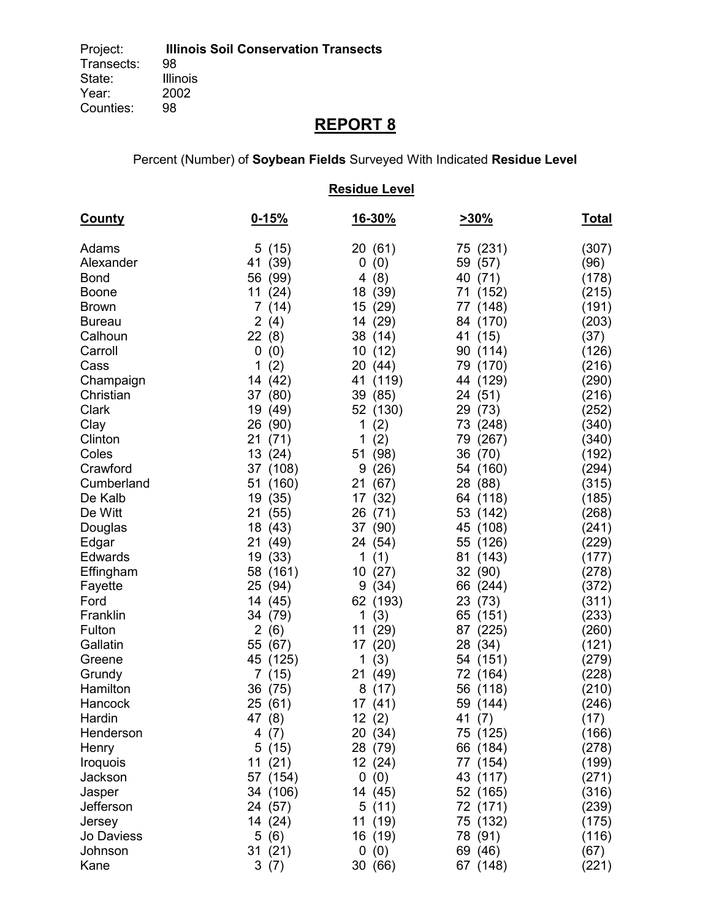Project: **Illinois Soil Conservation Transects**
Transects: 98
State: Illinois
Year: 2002
Counties: 98

# REPORT 8

Percent (Number) of **Soybean Fields** Surveyed With Indicated **Residue Level**

**Residue Level**

| County | 0-15% | 16-30% | >30% | Total |
|---|---|---|---|---|
| Adams | 5 (15) | 20 (61) | 75 (231) | (307) |
| Alexander | 41 (39) | 0 (0) | 59 (57) | (96) |
| Bond | 56 (99) | 4 (8) | 40 (71) | (178) |
| Boone | 11 (24) | 18 (39) | 71 (152) | (215) |
| Brown | 7 (14) | 15 (29) | 77 (148) | (191) |
| Bureau | 2 (4) | 14 (29) | 84 (170) | (203) |
| Calhoun | 22 (8) | 38 (14) | 41 (15) | (37) |
| Carroll | 0 (0) | 10 (12) | 90 (114) | (126) |
| Cass | 1 (2) | 20 (44) | 79 (170) | (216) |
| Champaign | 14 (42) | 41 (119) | 44 (129) | (290) |
| Christian | 37 (80) | 39 (85) | 24 (51) | (216) |
| Clark | 19 (49) | 52 (130) | 29 (73) | (252) |
| Clay | 26 (90) | 1 (2) | 73 (248) | (340) |
| Clinton | 21 (71) | 1 (2) | 79 (267) | (340) |
| Coles | 13 (24) | 51 (98) | 36 (70) | (192) |
| Crawford | 37 (108) | 9 (26) | 54 (160) | (294) |
| Cumberland | 51 (160) | 21 (67) | 28 (88) | (315) |
| De Kalb | 19 (35) | 17 (32) | 64 (118) | (185) |
| De Witt | 21 (55) | 26 (71) | 53 (142) | (268) |
| Douglas | 18 (43) | 37 (90) | 45 (108) | (241) |
| Edgar | 21 (49) | 24 (54) | 55 (126) | (229) |
| Edwards | 19 (33) | 1 (1) | 81 (143) | (177) |
| Effingham | 58 (161) | 10 (27) | 32 (90) | (278) |
| Fayette | 25 (94) | 9 (34) | 66 (244) | (372) |
| Ford | 14 (45) | 62 (193) | 23 (73) | (311) |
| Franklin | 34 (79) | 1 (3) | 65 (151) | (233) |
| Fulton | 2 (6) | 11 (29) | 87 (225) | (260) |
| Gallatin | 55 (67) | 17 (20) | 28 (34) | (121) |
| Greene | 45 (125) | 1 (3) | 54 (151) | (279) |
| Grundy | 7 (15) | 21 (49) | 72 (164) | (228) |
| Hamilton | 36 (75) | 8 (17) | 56 (118) | (210) |
| Hancock | 25 (61) | 17 (41) | 59 (144) | (246) |
| Hardin | 47 (8) | 12 (2) | 41 (7) | (17) |
| Henderson | 4 (7) | 20 (34) | 75 (125) | (166) |
| Henry | 5 (15) | 28 (79) | 66 (184) | (278) |
| Iroquois | 11 (21) | 12 (24) | 77 (154) | (199) |
| Jackson | 57 (154) | 0 (0) | 43 (117) | (271) |
| Jasper | 34 (106) | 14 (45) | 52 (165) | (316) |
| Jefferson | 24 (57) | 5 (11) | 72 (171) | (239) |
| Jersey | 14 (24) | 11 (19) | 75 (132) | (175) |
| Jo Daviess | 5 (6) | 16 (19) | 78 (91) | (116) |
| Johnson | 31 (21) | 0 (0) | 69 (46) | (67) |
| Kane | 3 (7) | 30 (66) | 67 (148) | (221) |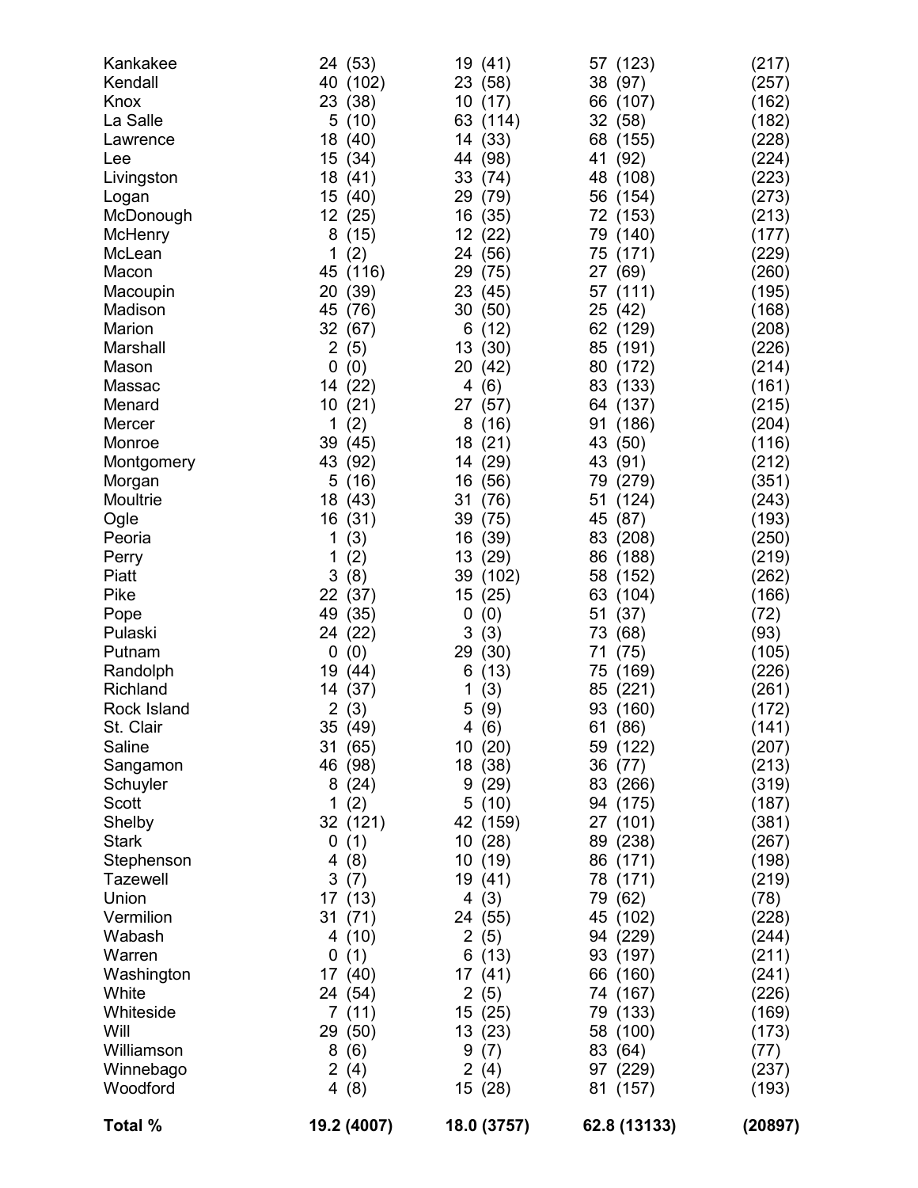| | | | | |
|---|---|---|---|---|
| Kankakee | 24 (53) | 19 (41) | 57 (123) | (217) |
| Kendall | 40 (102) | 23 (58) | 38 (97) | (257) |
| Knox | 23 (38) | 10 (17) | 66 (107) | (162) |
| La Salle | 5 (10) | 63 (114) | 32 (58) | (182) |
| Lawrence | 18 (40) | 14 (33) | 68 (155) | (228) |
| Lee | 15 (34) | 44 (98) | 41 (92) | (224) |
| Livingston | 18 (41) | 33 (74) | 48 (108) | (223) |
| Logan | 15 (40) | 29 (79) | 56 (154) | (273) |
| McDonough | 12 (25) | 16 (35) | 72 (153) | (213) |
| McHenry | 8 (15) | 12 (22) | 79 (140) | (177) |
| McLean | 1 (2) | 24 (56) | 75 (171) | (229) |
| Macon | 45 (116) | 29 (75) | 27 (69) | (260) |
| Macoupin | 20 (39) | 23 (45) | 57 (111) | (195) |
| Madison | 45 (76) | 30 (50) | 25 (42) | (168) |
| Marion | 32 (67) | 6 (12) | 62 (129) | (208) |
| Marshall | 2 (5) | 13 (30) | 85 (191) | (226) |
| Mason | 0 (0) | 20 (42) | 80 (172) | (214) |
| Massac | 14 (22) | 4 (6) | 83 (133) | (161) |
| Menard | 10 (21) | 27 (57) | 64 (137) | (215) |
| Mercer | 1 (2) | 8 (16) | 91 (186) | (204) |
| Monroe | 39 (45) | 18 (21) | 43 (50) | (116) |
| Montgomery | 43 (92) | 14 (29) | 43 (91) | (212) |
| Morgan | 5 (16) | 16 (56) | 79 (279) | (351) |
| Moultrie | 18 (43) | 31 (76) | 51 (124) | (243) |
| Ogle | 16 (31) | 39 (75) | 45 (87) | (193) |
| Peoria | 1 (3) | 16 (39) | 83 (208) | (250) |
| Perry | 1 (2) | 13 (29) | 86 (188) | (219) |
| Piatt | 3 (8) | 39 (102) | 58 (152) | (262) |
| Pike | 22 (37) | 15 (25) | 63 (104) | (166) |
| Pope | 49 (35) | 0 (0) | 51 (37) | (72) |
| Pulaski | 24 (22) | 3 (3) | 73 (68) | (93) |
| Putnam | 0 (0) | 29 (30) | 71 (75) | (105) |
| Randolph | 19 (44) | 6 (13) | 75 (169) | (226) |
| Richland | 14 (37) | 1 (3) | 85 (221) | (261) |
| Rock Island | 2 (3) | 5 (9) | 93 (160) | (172) |
| St. Clair | 35 (49) | 4 (6) | 61 (86) | (141) |
| Saline | 31 (65) | 10 (20) | 59 (122) | (207) |
| Sangamon | 46 (98) | 18 (38) | 36 (77) | (213) |
| Schuyler | 8 (24) | 9 (29) | 83 (266) | (319) |
| Scott | 1 (2) | 5 (10) | 94 (175) | (187) |
| Shelby | 32 (121) | 42 (159) | 27 (101) | (381) |
| Stark | 0 (1) | 10 (28) | 89 (238) | (267) |
| Stephenson | 4 (8) | 10 (19) | 86 (171) | (198) |
| Tazewell | 3 (7) | 19 (41) | 78 (171) | (219) |
| Union | 17 (13) | 4 (3) | 79 (62) | (78) |
| Vermilion | 31 (71) | 24 (55) | 45 (102) | (228) |
| Wabash | 4 (10) | 2 (5) | 94 (229) | (244) |
| Warren | 0 (1) | 6 (13) | 93 (197) | (211) |
| Washington | 17 (40) | 17 (41) | 66 (160) | (241) |
| White | 24 (54) | 2 (5) | 74 (167) | (226) |
| Whiteside | 7 (11) | 15 (25) | 79 (133) | (169) |
| Will | 29 (50) | 13 (23) | 58 (100) | (173) |
| Williamson | 8 (6) | 9 (7) | 83 (64) | (77) |
| Winnebago | 2 (4) | 2 (4) | 97 (229) | (237) |
| Woodford | 4 (8) | 15 (28) | 81 (157) | (193) |
| **Total %** | **19.2 (4007)** | **18.0 (3757)** | **62.8 (13133)** | **(20897)** |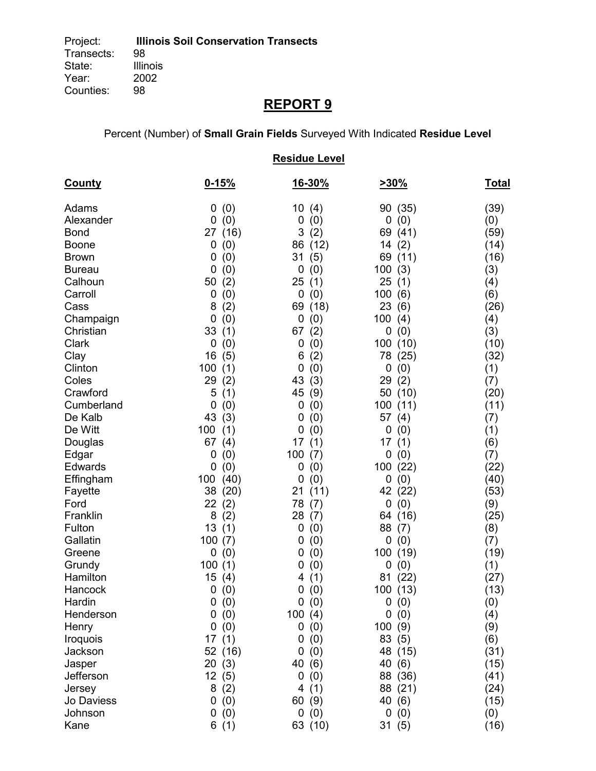Project: **Illinois Soil Conservation Transects**
Transects: 98
State: Illinois
Year: 2002
Counties: 98

# REPORT 9

Percent (Number) of **Small Grain Fields** Surveyed With Indicated **Residue Level**

**Residue Level**

| County | 0-15% | 16-30% | >30% | Total |
|---|---|---|---|---|
| Adams | 0 (0) | 10 (4) | 90 (35) | (39) |
| Alexander | 0 (0) | 0 (0) | 0 (0) | (0) |
| Bond | 27 (16) | 3 (2) | 69 (41) | (59) |
| Boone | 0 (0) | 86 (12) | 14 (2) | (14) |
| Brown | 0 (0) | 31 (5) | 69 (11) | (16) |
| Bureau | 0 (0) | 0 (0) | 100 (3) | (3) |
| Calhoun | 50 (2) | 25 (1) | 25 (1) | (4) |
| Carroll | 0 (0) | 0 (0) | 100 (6) | (6) |
| Cass | 8 (2) | 69 (18) | 23 (6) | (26) |
| Champaign | 0 (0) | 0 (0) | 100 (4) | (4) |
| Christian | 33 (1) | 67 (2) | 0 (0) | (3) |
| Clark | 0 (0) | 0 (0) | 100 (10) | (10) |
| Clay | 16 (5) | 6 (2) | 78 (25) | (32) |
| Clinton | 100 (1) | 0 (0) | 0 (0) | (1) |
| Coles | 29 (2) | 43 (3) | 29 (2) | (7) |
| Crawford | 5 (1) | 45 (9) | 50 (10) | (20) |
| Cumberland | 0 (0) | 0 (0) | 100 (11) | (11) |
| De Kalb | 43 (3) | 0 (0) | 57 (4) | (7) |
| De Witt | 100 (1) | 0 (0) | 0 (0) | (1) |
| Douglas | 67 (4) | 17 (1) | 17 (1) | (6) |
| Edgar | 0 (0) | 100 (7) | 0 (0) | (7) |
| Edwards | 0 (0) | 0 (0) | 100 (22) | (22) |
| Effingham | 100 (40) | 0 (0) | 0 (0) | (40) |
| Fayette | 38 (20) | 21 (11) | 42 (22) | (53) |
| Ford | 22 (2) | 78 (7) | 0 (0) | (9) |
| Franklin | 8 (2) | 28 (7) | 64 (16) | (25) |
| Fulton | 13 (1) | 0 (0) | 88 (7) | (8) |
| Gallatin | 100 (7) | 0 (0) | 0 (0) | (7) |
| Greene | 0 (0) | 0 (0) | 100 (19) | (19) |
| Grundy | 100 (1) | 0 (0) | 0 (0) | (1) |
| Hamilton | 15 (4) | 4 (1) | 81 (22) | (27) |
| Hancock | 0 (0) | 0 (0) | 100 (13) | (13) |
| Hardin | 0 (0) | 0 (0) | 0 (0) | (0) |
| Henderson | 0 (0) | 100 (4) | 0 (0) | (4) |
| Henry | 0 (0) | 0 (0) | 100 (9) | (9) |
| Iroquois | 17 (1) | 0 (0) | 83 (5) | (6) |
| Jackson | 52 (16) | 0 (0) | 48 (15) | (31) |
| Jasper | 20 (3) | 40 (6) | 40 (6) | (15) |
| Jefferson | 12 (5) | 0 (0) | 88 (36) | (41) |
| Jersey | 8 (2) | 4 (1) | 88 (21) | (24) |
| Jo Daviess | 0 (0) | 60 (9) | 40 (6) | (15) |
| Johnson | 0 (0) | 0 (0) | 0 (0) | (0) |
| Kane | 6 (1) | 63 (10) | 31 (5) | (16) |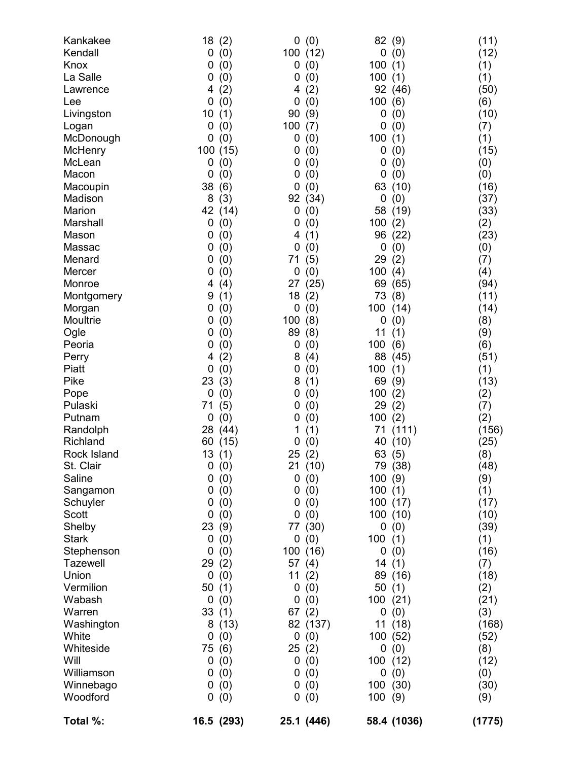| | | | | |
|---|---|---|---|---|
| Kankakee | 18 (2) | 0 (0) | 82 (9) | (11) |
| Kendall | 0 (0) | 100 (12) | 0 (0) | (12) |
| Knox | 0 (0) | 0 (0) | 100 (1) | (1) |
| La Salle | 0 (0) | 0 (0) | 100 (1) | (1) |
| Lawrence | 4 (2) | 4 (2) | 92 (46) | (50) |
| Lee | 0 (0) | 0 (0) | 100 (6) | (6) |
| Livingston | 10 (1) | 90 (9) | 0 (0) | (10) |
| Logan | 0 (0) | 100 (7) | 0 (0) | (7) |
| McDonough | 0 (0) | 0 (0) | 100 (1) | (1) |
| McHenry | 100 (15) | 0 (0) | 0 (0) | (15) |
| McLean | 0 (0) | 0 (0) | 0 (0) | (0) |
| Macon | 0 (0) | 0 (0) | 0 (0) | (0) |
| Macoupin | 38 (6) | 0 (0) | 63 (10) | (16) |
| Madison | 8 (3) | 92 (34) | 0 (0) | (37) |
| Marion | 42 (14) | 0 (0) | 58 (19) | (33) |
| Marshall | 0 (0) | 0 (0) | 100 (2) | (2) |
| Mason | 0 (0) | 4 (1) | 96 (22) | (23) |
| Massac | 0 (0) | 0 (0) | 0 (0) | (0) |
| Menard | 0 (0) | 71 (5) | 29 (2) | (7) |
| Mercer | 0 (0) | 0 (0) | 100 (4) | (4) |
| Monroe | 4 (4) | 27 (25) | 69 (65) | (94) |
| Montgomery | 9 (1) | 18 (2) | 73 (8) | (11) |
| Morgan | 0 (0) | 0 (0) | 100 (14) | (14) |
| Moultrie | 0 (0) | 100 (8) | 0 (0) | (8) |
| Ogle | 0 (0) | 89 (8) | 11 (1) | (9) |
| Peoria | 0 (0) | 0 (0) | 100 (6) | (6) |
| Perry | 4 (2) | 8 (4) | 88 (45) | (51) |
| Piatt | 0 (0) | 0 (0) | 100 (1) | (1) |
| Pike | 23 (3) | 8 (1) | 69 (9) | (13) |
| Pope | 0 (0) | 0 (0) | 100 (2) | (2) |
| Pulaski | 71 (5) | 0 (0) | 29 (2) | (7) |
| Putnam | 0 (0) | 0 (0) | 100 (2) | (2) |
| Randolph | 28 (44) | 1 (1) | 71 (111) | (156) |
| Richland | 60 (15) | 0 (0) | 40 (10) | (25) |
| Rock Island | 13 (1) | 25 (2) | 63 (5) | (8) |
| St. Clair | 0 (0) | 21 (10) | 79 (38) | (48) |
| Saline | 0 (0) | 0 (0) | 100 (9) | (9) |
| Sangamon | 0 (0) | 0 (0) | 100 (1) | (1) |
| Schuyler | 0 (0) | 0 (0) | 100 (17) | (17) |
| Scott | 0 (0) | 0 (0) | 100 (10) | (10) |
| Shelby | 23 (9) | 77 (30) | 0 (0) | (39) |
| Stark | 0 (0) | 0 (0) | 100 (1) | (1) |
| Stephenson | 0 (0) | 100 (16) | 0 (0) | (16) |
| Tazewell | 29 (2) | 57 (4) | 14 (1) | (7) |
| Union | 0 (0) | 11 (2) | 89 (16) | (18) |
| Vermilion | 50 (1) | 0 (0) | 50 (1) | (2) |
| Wabash | 0 (0) | 0 (0) | 100 (21) | (21) |
| Warren | 33 (1) | 67 (2) | 0 (0) | (3) |
| Washington | 8 (13) | 82 (137) | 11 (18) | (168) |
| White | 0 (0) | 0 (0) | 100 (52) | (52) |
| Whiteside | 75 (6) | 25 (2) | 0 (0) | (8) |
| Will | 0 (0) | 0 (0) | 100 (12) | (12) |
| Williamson | 0 (0) | 0 (0) | 0 (0) | (0) |
| Winnebago | 0 (0) | 0 (0) | 100 (30) | (30) |
| Woodford | 0 (0) | 0 (0) | 100 (9) | (9) |
| **Total %:** | **16.5 (293)** | **25.1 (446)** | **58.4 (1036)** | **(1775)** |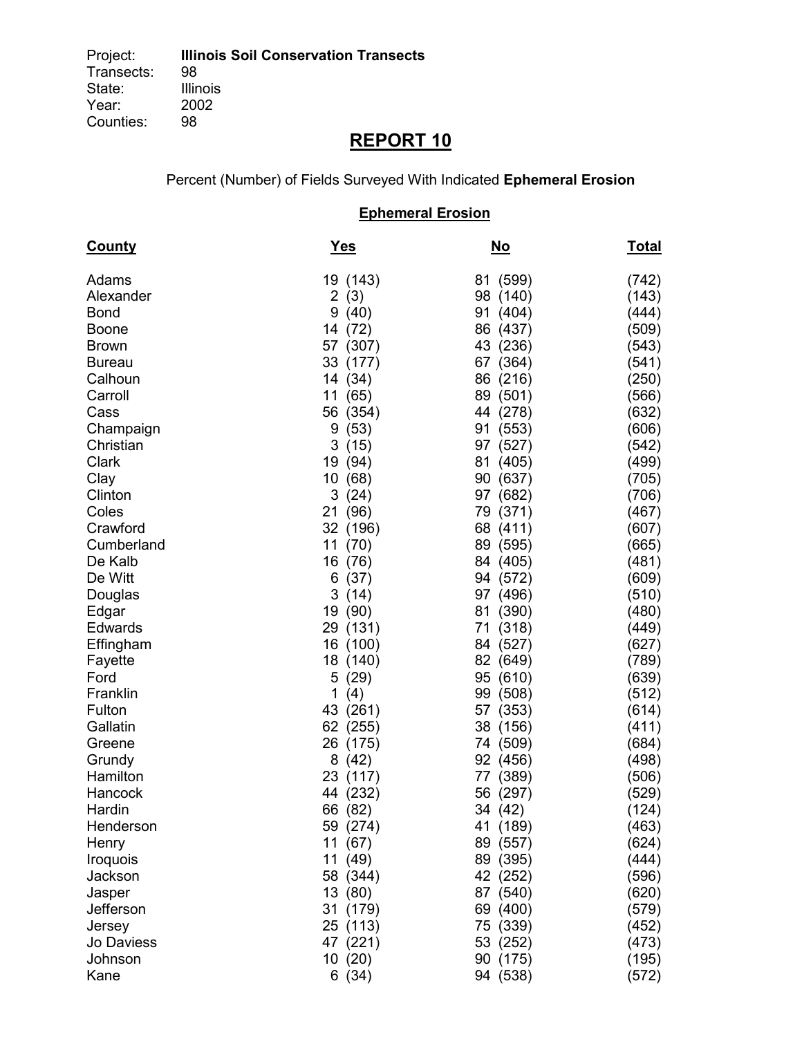Project: **Illinois Soil Conservation Transects**
Transects: 98
State: Illinois
Year: 2002
Counties: 98

# REPORT 10

Percent (Number) of Fields Surveyed With Indicated **Ephemeral Erosion**

## Ephemeral Erosion

| County | Yes | No | Total |
|---|---|---|---|
| Adams | 19 (143) | 81 (599) | (742) |
| Alexander | 2 (3) | 98 (140) | (143) |
| Bond | 9 (40) | 91 (404) | (444) |
| Boone | 14 (72) | 86 (437) | (509) |
| Brown | 57 (307) | 43 (236) | (543) |
| Bureau | 33 (177) | 67 (364) | (541) |
| Calhoun | 14 (34) | 86 (216) | (250) |
| Carroll | 11 (65) | 89 (501) | (566) |
| Cass | 56 (354) | 44 (278) | (632) |
| Champaign | 9 (53) | 91 (553) | (606) |
| Christian | 3 (15) | 97 (527) | (542) |
| Clark | 19 (94) | 81 (405) | (499) |
| Clay | 10 (68) | 90 (637) | (705) |
| Clinton | 3 (24) | 97 (682) | (706) |
| Coles | 21 (96) | 79 (371) | (467) |
| Crawford | 32 (196) | 68 (411) | (607) |
| Cumberland | 11 (70) | 89 (595) | (665) |
| De Kalb | 16 (76) | 84 (405) | (481) |
| De Witt | 6 (37) | 94 (572) | (609) |
| Douglas | 3 (14) | 97 (496) | (510) |
| Edgar | 19 (90) | 81 (390) | (480) |
| Edwards | 29 (131) | 71 (318) | (449) |
| Effingham | 16 (100) | 84 (527) | (627) |
| Fayette | 18 (140) | 82 (649) | (789) |
| Ford | 5 (29) | 95 (610) | (639) |
| Franklin | 1 (4) | 99 (508) | (512) |
| Fulton | 43 (261) | 57 (353) | (614) |
| Gallatin | 62 (255) | 38 (156) | (411) |
| Greene | 26 (175) | 74 (509) | (684) |
| Grundy | 8 (42) | 92 (456) | (498) |
| Hamilton | 23 (117) | 77 (389) | (506) |
| Hancock | 44 (232) | 56 (297) | (529) |
| Hardin | 66 (82) | 34 (42) | (124) |
| Henderson | 59 (274) | 41 (189) | (463) |
| Henry | 11 (67) | 89 (557) | (624) |
| Iroquois | 11 (49) | 89 (395) | (444) |
| Jackson | 58 (344) | 42 (252) | (596) |
| Jasper | 13 (80) | 87 (540) | (620) |
| Jefferson | 31 (179) | 69 (400) | (579) |
| Jersey | 25 (113) | 75 (339) | (452) |
| Jo Daviess | 47 (221) | 53 (252) | (473) |
| Johnson | 10 (20) | 90 (175) | (195) |
| Kane | 6 (34) | 94 (538) | (572) |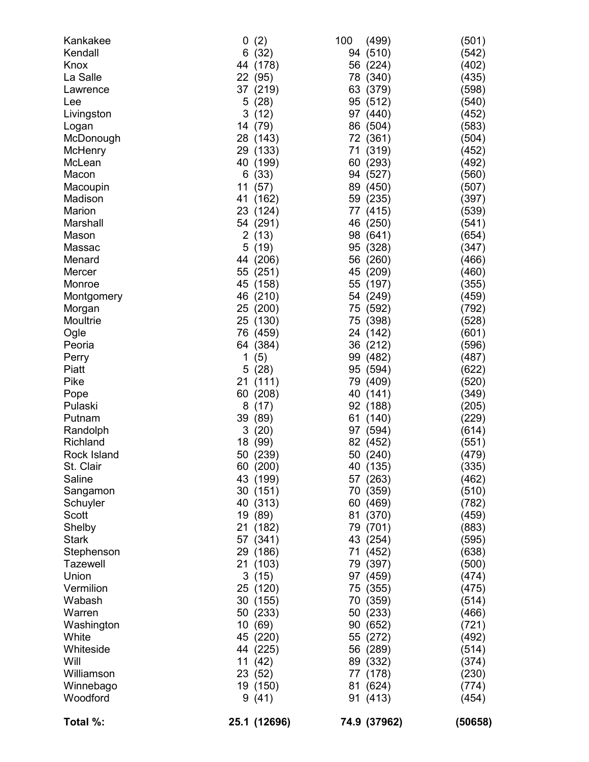| | | | |
|---|---|---|---|
| Kankakee | 0 (2) | 100 (499) | (501) |
| Kendall | 6 (32) | 94 (510) | (542) |
| Knox | 44 (178) | 56 (224) | (402) |
| La Salle | 22 (95) | 78 (340) | (435) |
| Lawrence | 37 (219) | 63 (379) | (598) |
| Lee | 5 (28) | 95 (512) | (540) |
| Livingston | 3 (12) | 97 (440) | (452) |
| Logan | 14 (79) | 86 (504) | (583) |
| McDonough | 28 (143) | 72 (361) | (504) |
| McHenry | 29 (133) | 71 (319) | (452) |
| McLean | 40 (199) | 60 (293) | (492) |
| Macon | 6 (33) | 94 (527) | (560) |
| Macoupin | 11 (57) | 89 (450) | (507) |
| Madison | 41 (162) | 59 (235) | (397) |
| Marion | 23 (124) | 77 (415) | (539) |
| Marshall | 54 (291) | 46 (250) | (541) |
| Mason | 2 (13) | 98 (641) | (654) |
| Massac | 5 (19) | 95 (328) | (347) |
| Menard | 44 (206) | 56 (260) | (466) |
| Mercer | 55 (251) | 45 (209) | (460) |
| Monroe | 45 (158) | 55 (197) | (355) |
| Montgomery | 46 (210) | 54 (249) | (459) |
| Morgan | 25 (200) | 75 (592) | (792) |
| Moultrie | 25 (130) | 75 (398) | (528) |
| Ogle | 76 (459) | 24 (142) | (601) |
| Peoria | 64 (384) | 36 (212) | (596) |
| Perry | 1 (5) | 99 (482) | (487) |
| Piatt | 5 (28) | 95 (594) | (622) |
| Pike | 21 (111) | 79 (409) | (520) |
| Pope | 60 (208) | 40 (141) | (349) |
| Pulaski | 8 (17) | 92 (188) | (205) |
| Putnam | 39 (89) | 61 (140) | (229) |
| Randolph | 3 (20) | 97 (594) | (614) |
| Richland | 18 (99) | 82 (452) | (551) |
| Rock Island | 50 (239) | 50 (240) | (479) |
| St. Clair | 60 (200) | 40 (135) | (335) |
| Saline | 43 (199) | 57 (263) | (462) |
| Sangamon | 30 (151) | 70 (359) | (510) |
| Schuyler | 40 (313) | 60 (469) | (782) |
| Scott | 19 (89) | 81 (370) | (459) |
| Shelby | 21 (182) | 79 (701) | (883) |
| Stark | 57 (341) | 43 (254) | (595) |
| Stephenson | 29 (186) | 71 (452) | (638) |
| Tazewell | 21 (103) | 79 (397) | (500) |
| Union | 3 (15) | 97 (459) | (474) |
| Vermilion | 25 (120) | 75 (355) | (475) |
| Wabash | 30 (155) | 70 (359) | (514) |
| Warren | 50 (233) | 50 (233) | (466) |
| Washington | 10 (69) | 90 (652) | (721) |
| White | 45 (220) | 55 (272) | (492) |
| Whiteside | 44 (225) | 56 (289) | (514) |
| Will | 11 (42) | 89 (332) | (374) |
| Williamson | 23 (52) | 77 (178) | (230) |
| Winnebago | 19 (150) | 81 (624) | (774) |
| Woodford | 9 (41) | 91 (413) | (454) |
| **Total %:** | **25.1 (12696)** | **74.9 (37962)** | **(50658)** |